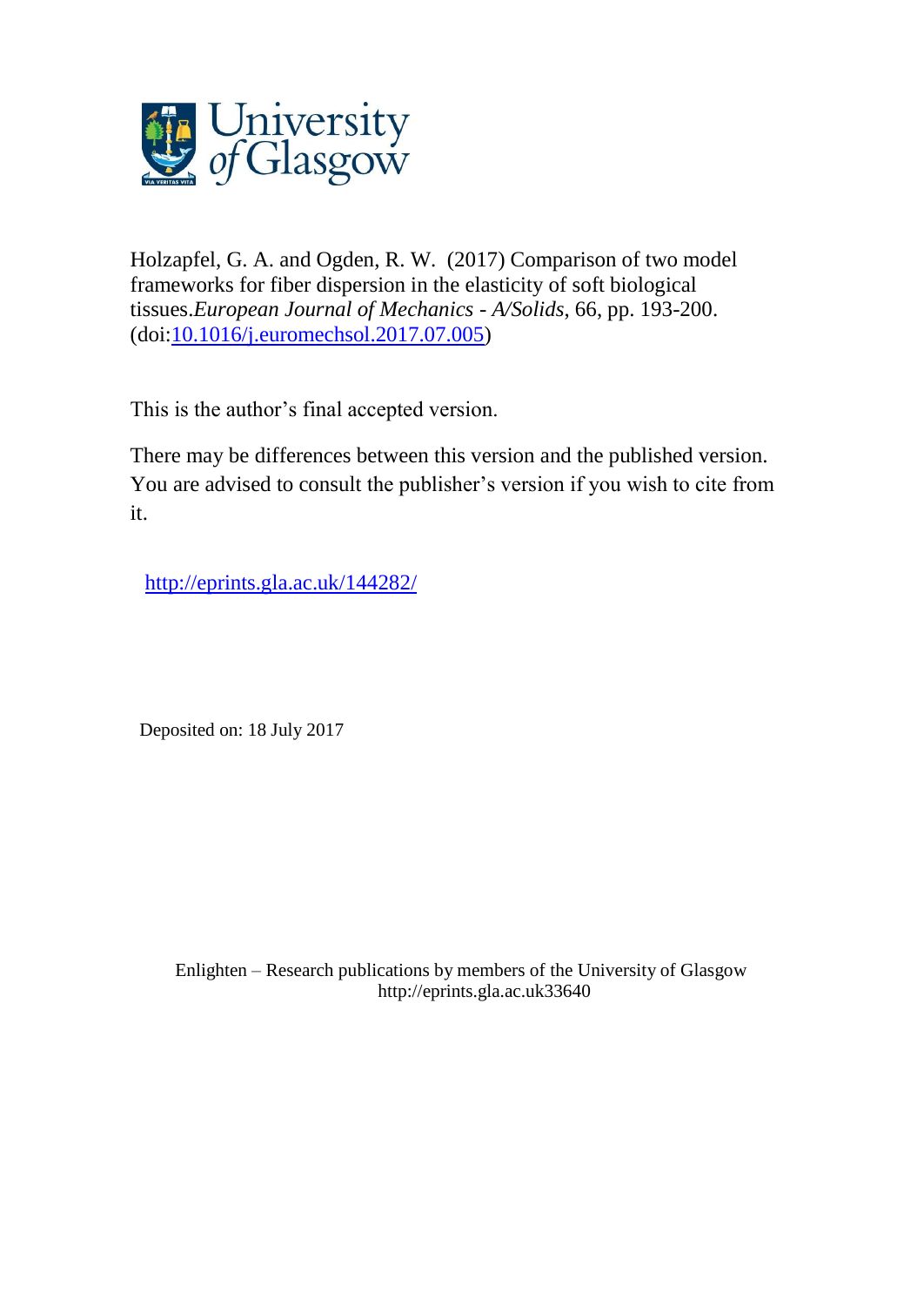University of Glasgow

Holzapfel, G. A. and Ogden, R. W. (2017) Comparison of two model frameworks for fiber dispersion in the elasticity of soft biological tissues.*European Journal of Mechanics - A/Solids*, 66, pp. 193-200. (doi:10.1016/j.euromechsol.2017.07.005)

This is the author's final accepted version.

There may be differences between this version and the published version. You are advised to consult the publisher's version if you wish to cite from it.

http://eprints.gla.ac.uk/144282/

Deposited on: 18 July 2017

Enlighten – Research publications by members of the University of Glasgow
http://eprints.gla.ac.uk33640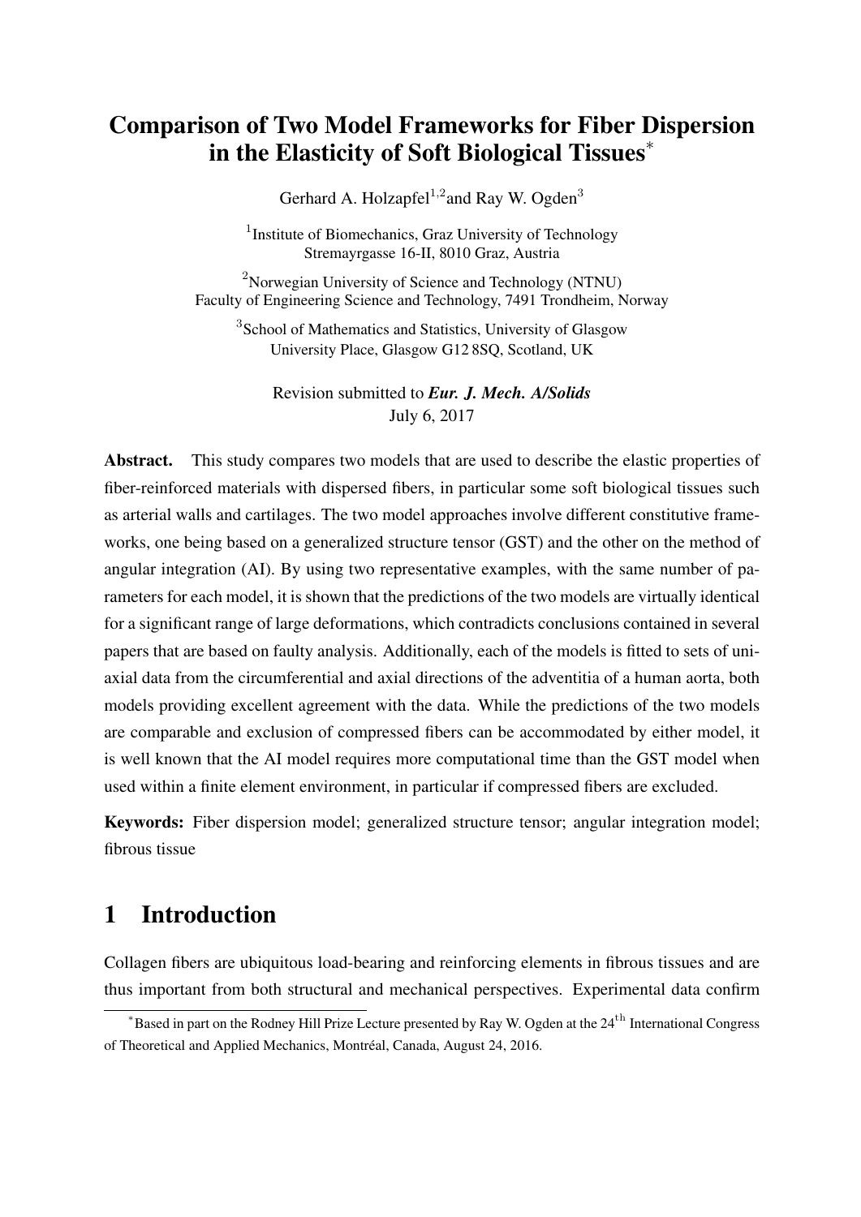# Comparison of Two Model Frameworks for Fiber Dispersion in the Elasticity of Soft Biological Tissues*

Gerhard A. Holzapfel[1,2] and Ray W. Ogden[3]

[1] Institute of Biomechanics, Graz University of Technology
Stremayrgasse 16-II, 8010 Graz, Austria

[2] Norwegian University of Science and Technology (NTNU)
Faculty of Engineering Science and Technology, 7491 Trondheim, Norway

[3] School of Mathematics and Statistics, University of Glasgow
University Place, Glasgow G12 8SQ, Scotland, UK

Revision submitted to ***Eur. J. Mech. A/Solids***
July 6, 2017

**Abstract.** This study compares two models that are used to describe the elastic properties of fiber-reinforced materials with dispersed fibers, in particular some soft biological tissues such as arterial walls and cartilages. The two model approaches involve different constitutive frameworks, one being based on a generalized structure tensor (GST) and the other on the method of angular integration (AI). By using two representative examples, with the same number of parameters for each model, it is shown that the predictions of the two models are virtually identical for a significant range of large deformations, which contradicts conclusions contained in several papers that are based on faulty analysis. Additionally, each of the models is fitted to sets of uniaxial data from the circumferential and axial directions of the adventitia of a human aorta, both models providing excellent agreement with the data. While the predictions of the two models are comparable and exclusion of compressed fibers can be accommodated by either model, it is well known that the AI model requires more computational time than the GST model when used within a finite element environment, in particular if compressed fibers are excluded.

**Keywords:** Fiber dispersion model; generalized structure tensor; angular integration model; fibrous tissue

## 1 Introduction

Collagen fibers are ubiquitous load-bearing and reinforcing elements in fibrous tissues and are thus important from both structural and mechanical perspectives. Experimental data confirm

*Based in part on the Rodney Hill Prize Lecture presented by Ray W. Ogden at the $24^{\text{th}}$ International Congress of Theoretical and Applied Mechanics, Montréal, Canada, August 24, 2016.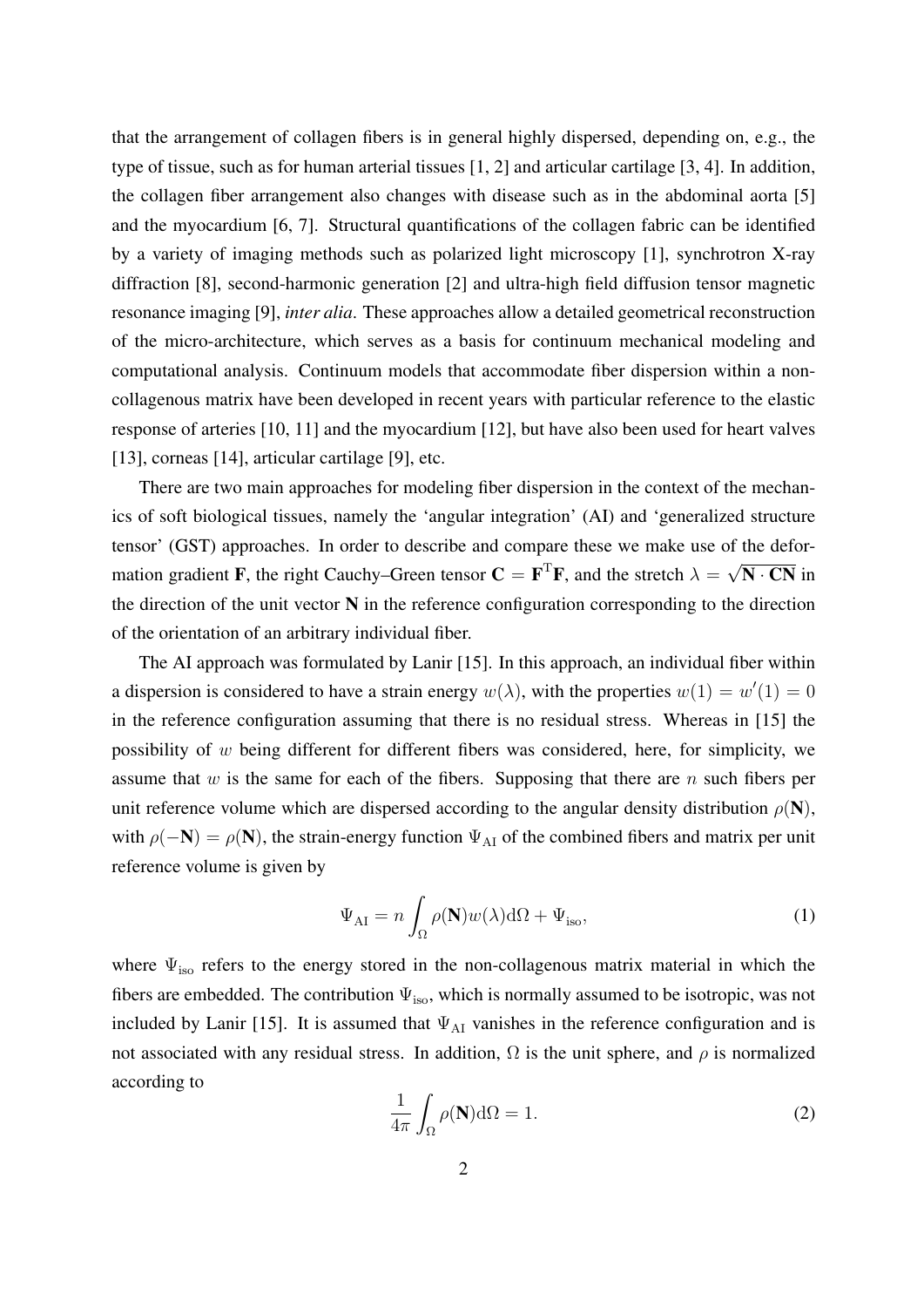that the arrangement of collagen fibers is in general highly dispersed, depending on, e.g., the type of tissue, such as for human arterial tissues [1, 2] and articular cartilage [3, 4]. In addition, the collagen fiber arrangement also changes with disease such as in the abdominal aorta [5] and the myocardium [6, 7]. Structural quantifications of the collagen fabric can be identified by a variety of imaging methods such as polarized light microscopy [1], synchrotron X-ray diffraction [8], second-harmonic generation [2] and ultra-high field diffusion tensor magnetic resonance imaging [9], *inter alia*. These approaches allow a detailed geometrical reconstruction of the micro-architecture, which serves as a basis for continuum mechanical modeling and computational analysis. Continuum models that accommodate fiber dispersion within a non-collagenous matrix have been developed in recent years with particular reference to the elastic response of arteries [10, 11] and the myocardium [12], but have also been used for heart valves [13], corneas [14], articular cartilage [9], etc.

There are two main approaches for modeling fiber dispersion in the context of the mechanics of soft biological tissues, namely the 'angular integration' (AI) and 'generalized structure tensor' (GST) approaches. In order to describe and compare these we make use of the deformation gradient $\mathbf{F}$, the right Cauchy–Green tensor $\mathbf{C} = \mathbf{F}^{\mathrm{T}}\mathbf{F}$, and the stretch $\lambda = \sqrt{\mathbf{N} \cdot \mathbf{C}\mathbf{N}}$ in the direction of the unit vector $\mathbf{N}$ in the reference configuration corresponding to the direction of the orientation of an arbitrary individual fiber.

The AI approach was formulated by Lanir [15]. In this approach, an individual fiber within a dispersion is considered to have a strain energy $w(\lambda)$, with the properties $w(1) = w'(1) = 0$ in the reference configuration assuming that there is no residual stress. Whereas in [15] the possibility of $w$ being different for different fibers was considered, here, for simplicity, we assume that $w$ is the same for each of the fibers. Supposing that there are $n$ such fibers per unit reference volume which are dispersed according to the angular density distribution $\rho(\mathbf{N})$, with $\rho(-\mathbf{N}) = \rho(\mathbf{N})$, the strain-energy function $\Psi_{\mathrm{AI}}$ of the combined fibers and matrix per unit reference volume is given by

$$\Psi_{\mathrm{AI}} = n \int_{\Omega} \rho(\mathbf{N}) w(\lambda) \mathrm{d}\Omega + \Psi_{\mathrm{iso}}, \tag{1}$$

where $\Psi_{\mathrm{iso}}$ refers to the energy stored in the non-collagenous matrix material in which the fibers are embedded. The contribution $\Psi_{\mathrm{iso}}$, which is normally assumed to be isotropic, was not included by Lanir [15]. It is assumed that $\Psi_{\mathrm{AI}}$ vanishes in the reference configuration and is not associated with any residual stress. In addition, $\Omega$ is the unit sphere, and $\rho$ is normalized according to

$$\frac{1}{4\pi} \int_{\Omega} \rho(\mathbf{N}) \mathrm{d}\Omega = 1. \tag{2}$$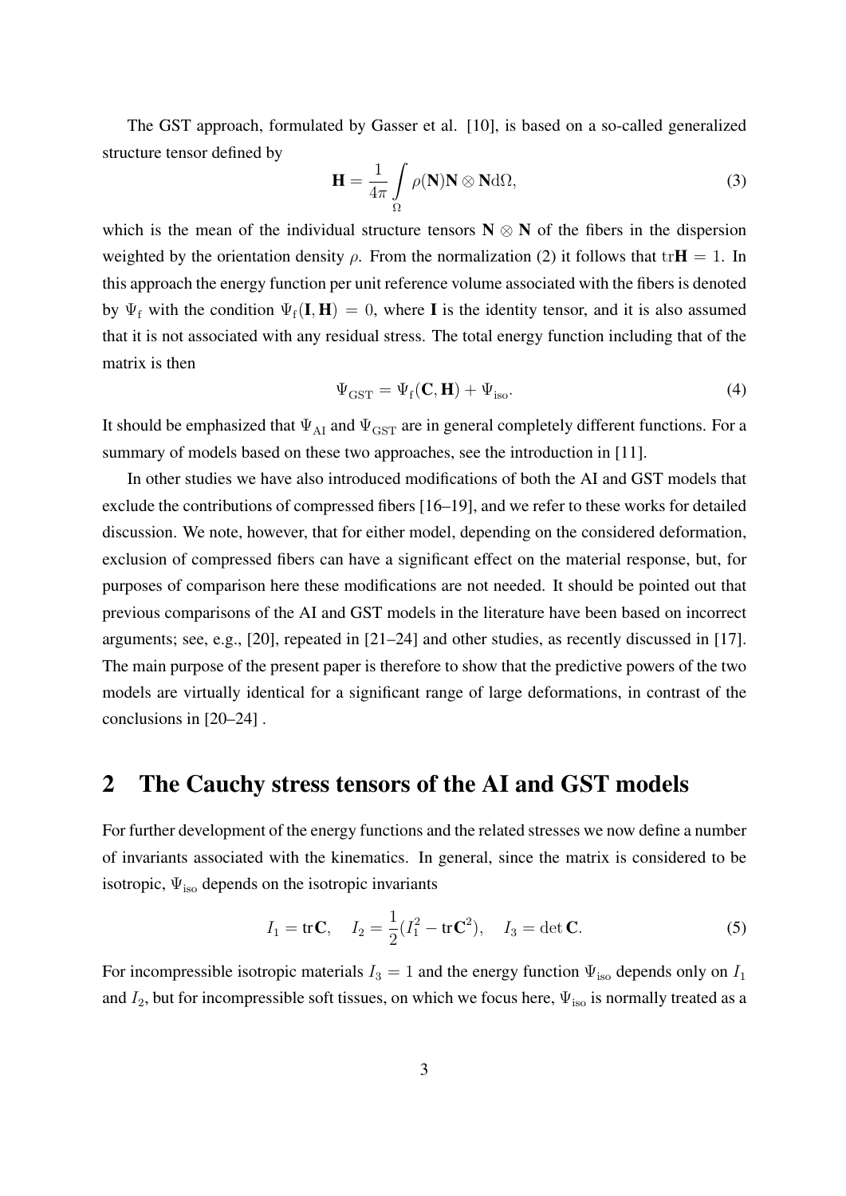The GST approach, formulated by Gasser et al. [10], is based on a so-called generalized structure tensor defined by

$$\mathbf{H} = \frac{1}{4\pi} \int_{\Omega} \rho(\mathbf{N}) \mathbf{N} \otimes \mathbf{N} \mathrm{d}\Omega, \tag{3}$$

which is the mean of the individual structure tensors $\mathbf{N} \otimes \mathbf{N}$ of the fibers in the dispersion weighted by the orientation density $\rho$. From the normalization (2) it follows that $\mathrm{tr}\mathbf{H} = 1$. In this approach the energy function per unit reference volume associated with the fibers is denoted by $\Psi_\mathrm{f}$ with the condition $\Psi_\mathrm{f}(\mathbf{I}, \mathbf{H}) = 0$, where $\mathbf{I}$ is the identity tensor, and it is also assumed that it is not associated with any residual stress. The total energy function including that of the matrix is then

$$\Psi_\mathrm{GST} = \Psi_\mathrm{f}(\mathbf{C}, \mathbf{H}) + \Psi_\mathrm{iso}. \tag{4}$$

It should be emphasized that $\Psi_\mathrm{AI}$ and $\Psi_\mathrm{GST}$ are in general completely different functions. For a summary of models based on these two approaches, see the introduction in [11].

In other studies we have also introduced modifications of both the AI and GST models that exclude the contributions of compressed fibers [16–19], and we refer to these works for detailed discussion. We note, however, that for either model, depending on the considered deformation, exclusion of compressed fibers can have a significant effect on the material response, but, for purposes of comparison here these modifications are not needed. It should be pointed out that previous comparisons of the AI and GST models in the literature have been based on incorrect arguments; see, e.g., [20], repeated in [21–24] and other studies, as recently discussed in [17]. The main purpose of the present paper is therefore to show that the predictive powers of the two models are virtually identical for a significant range of large deformations, in contrast of the conclusions in [20–24] .

## 2 The Cauchy stress tensors of the AI and GST models

For further development of the energy functions and the related stresses we now define a number of invariants associated with the kinematics. In general, since the matrix is considered to be isotropic, $\Psi_\mathrm{iso}$ depends on the isotropic invariants

$$I_1 = \mathrm{tr}\mathbf{C}, \quad I_2 = \frac{1}{2}(I_1^2 - \mathrm{tr}\mathbf{C}^2), \quad I_3 = \det\mathbf{C}. \tag{5}$$

For incompressible isotropic materials $I_3 = 1$ and the energy function $\Psi_\mathrm{iso}$ depends only on $I_1$ and $I_2$, but for incompressible soft tissues, on which we focus here, $\Psi_\mathrm{iso}$ is normally treated as a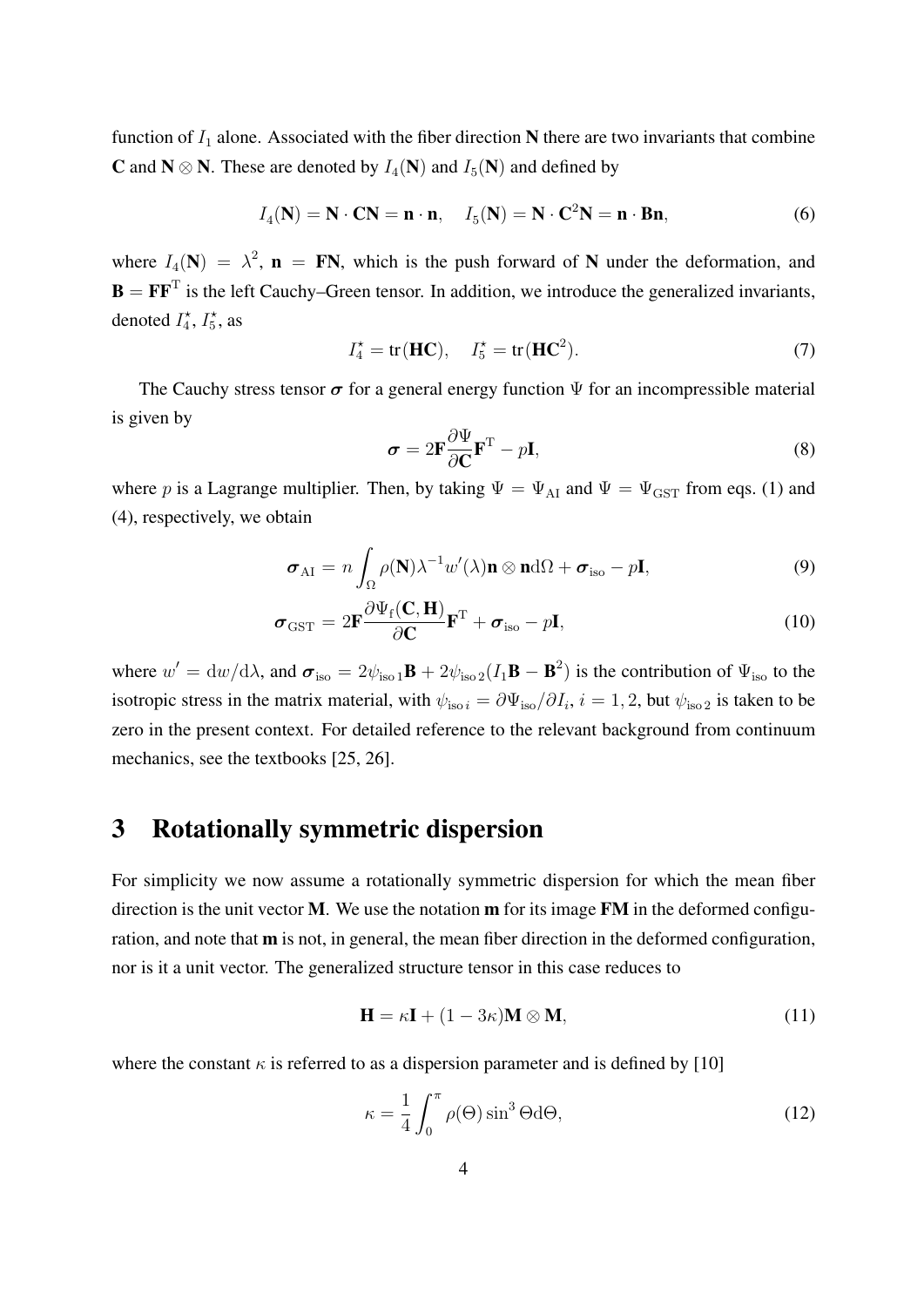function of $I_1$ alone. Associated with the fiber direction $\mathbf{N}$ there are two invariants that combine $\mathbf{C}$ and $\mathbf{N} \otimes \mathbf{N}$. These are denoted by $I_4(\mathbf{N})$ and $I_5(\mathbf{N})$ and defined by

$$I_4(\mathbf{N}) = \mathbf{N} \cdot \mathbf{C}\mathbf{N} = \mathbf{n} \cdot \mathbf{n}, \quad I_5(\mathbf{N}) = \mathbf{N} \cdot \mathbf{C}^2\mathbf{N} = \mathbf{n} \cdot \mathbf{B}\mathbf{n}, \tag{6}$$

where $I_4(\mathbf{N}) = \lambda^2$, $\mathbf{n} = \mathbf{F}\mathbf{N}$, which is the push forward of $\mathbf{N}$ under the deformation, and $\mathbf{B} = \mathbf{F}\mathbf{F}^{\mathrm{T}}$ is the left Cauchy–Green tensor. In addition, we introduce the generalized invariants, denoted $I_4^\star$, $I_5^\star$, as

$$I_4^\star = \mathrm{tr}(\mathbf{H}\mathbf{C}), \quad I_5^\star = \mathrm{tr}(\mathbf{H}\mathbf{C}^2). \tag{7}$$

The Cauchy stress tensor $\boldsymbol{\sigma}$ for a general energy function $\Psi$ for an incompressible material is given by

$$\boldsymbol{\sigma} = 2\mathbf{F}\frac{\partial \Psi}{\partial \mathbf{C}}\mathbf{F}^{\mathrm{T}} - p\mathbf{I}, \tag{8}$$

where $p$ is a Lagrange multiplier. Then, by taking $\Psi = \Psi_{\mathrm{AI}}$ and $\Psi = \Psi_{\mathrm{GST}}$ from eqs. (1) and (4), respectively, we obtain

$$\boldsymbol{\sigma}_{\mathrm{AI}} = n \int_{\Omega} \rho(\mathbf{N})\lambda^{-1}w'(\lambda)\mathbf{n} \otimes \mathbf{n}\,\mathrm{d}\Omega + \boldsymbol{\sigma}_{\mathrm{iso}} - p\mathbf{I}, \tag{9}$$

$$\boldsymbol{\sigma}_{\mathrm{GST}} = 2\mathbf{F}\frac{\partial \Psi_{\mathrm{f}}(\mathbf{C}, \mathbf{H})}{\partial \mathbf{C}}\mathbf{F}^{\mathrm{T}} + \boldsymbol{\sigma}_{\mathrm{iso}} - p\mathbf{I}, \tag{10}$$

where $w' = \mathrm{d}w/\mathrm{d}\lambda$, and $\boldsymbol{\sigma}_{\mathrm{iso}} = 2\psi_{\mathrm{iso}\,1}\mathbf{B} + 2\psi_{\mathrm{iso}\,2}(I_1\mathbf{B} - \mathbf{B}^2)$ is the contribution of $\Psi_{\mathrm{iso}}$ to the isotropic stress in the matrix material, with $\psi_{\mathrm{iso}\,i} = \partial \Psi_{\mathrm{iso}}/\partial I_i$, $i = 1, 2$, but $\psi_{\mathrm{iso}\,2}$ is taken to be zero in the present context. For detailed reference to the relevant background from continuum mechanics, see the textbooks [25, 26].

## 3 Rotationally symmetric dispersion

For simplicity we now assume a rotationally symmetric dispersion for which the mean fiber direction is the unit vector $\mathbf{M}$. We use the notation $\mathbf{m}$ for its image $\mathbf{F}\mathbf{M}$ in the deformed configuration, and note that $\mathbf{m}$ is not, in general, the mean fiber direction in the deformed configuration, nor is it a unit vector. The generalized structure tensor in this case reduces to

$$\mathbf{H} = \kappa\mathbf{I} + (1 - 3\kappa)\mathbf{M} \otimes \mathbf{M}, \tag{11}$$

where the constant $\kappa$ is referred to as a dispersion parameter and is defined by [10]

$$\kappa = \frac{1}{4}\int_0^{\pi} \rho(\Theta)\sin^3\Theta\,\mathrm{d}\Theta, \tag{12}$$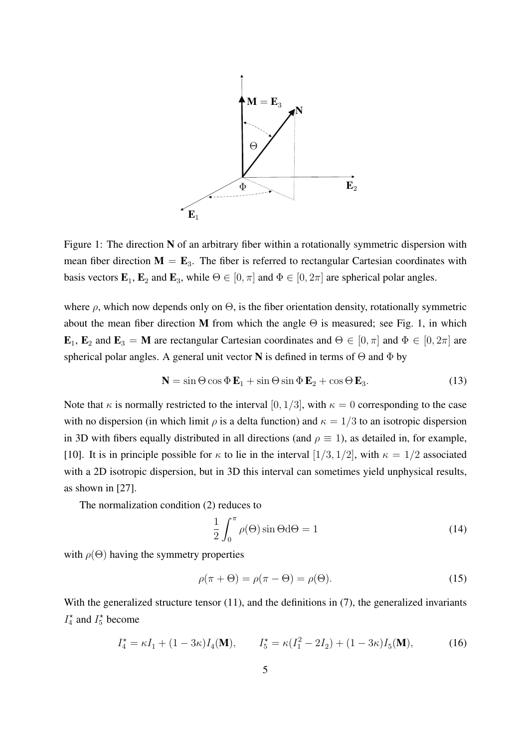Figure 1: The direction **N** of an arbitrary fiber within a rotationally symmetric dispersion with mean fiber direction $\mathbf{M} = \mathbf{E}_3$. The fiber is referred to rectangular Cartesian coordinates with basis vectors $\mathbf{E}_1$, $\mathbf{E}_2$ and $\mathbf{E}_3$, while $\Theta \in [0, \pi]$ and $\Phi \in [0, 2\pi]$ are spherical polar angles.

where $\rho$, which now depends only on $\Theta$, is the fiber orientation density, rotationally symmetric about the mean fiber direction **M** from which the angle $\Theta$ is measured; see Fig. 1, in which $\mathbf{E}_1$, $\mathbf{E}_2$ and $\mathbf{E}_3 = \mathbf{M}$ are rectangular Cartesian coordinates and $\Theta \in [0, \pi]$ and $\Phi \in [0, 2\pi]$ are spherical polar angles. A general unit vector **N** is defined in terms of $\Theta$ and $\Phi$ by

$$\mathbf{N} = \sin\Theta\cos\Phi\,\mathbf{E}_1 + \sin\Theta\sin\Phi\,\mathbf{E}_2 + \cos\Theta\,\mathbf{E}_3. \tag{13}$$

Note that $\kappa$ is normally restricted to the interval $[0, 1/3]$, with $\kappa = 0$ corresponding to the case with no dispersion (in which limit $\rho$ is a delta function) and $\kappa = 1/3$ to an isotropic dispersion in 3D with fibers equally distributed in all directions (and $\rho \equiv 1$), as detailed in, for example, [10]. It is in principle possible for $\kappa$ to lie in the interval $[1/3, 1/2]$, with $\kappa = 1/2$ associated with a 2D isotropic dispersion, but in 3D this interval can sometimes yield unphysical results, as shown in [27].

The normalization condition (2) reduces to

$$\frac{1}{2}\int_0^\pi \rho(\Theta)\sin\Theta \mathrm{d}\Theta = 1 \tag{14}$$

with $\rho(\Theta)$ having the symmetry properties

$$\rho(\pi + \Theta) = \rho(\pi - \Theta) = \rho(\Theta). \tag{15}$$

With the generalized structure tensor (11), and the definitions in (7), the generalized invariants $I_4^\star$ and $I_5^\star$ become

$$I_4^\star = \kappa I_1 + (1 - 3\kappa)I_4(\mathbf{M}), \qquad I_5^\star = \kappa(I_1^2 - 2I_2) + (1 - 3\kappa)I_5(\mathbf{M}), \tag{16}$$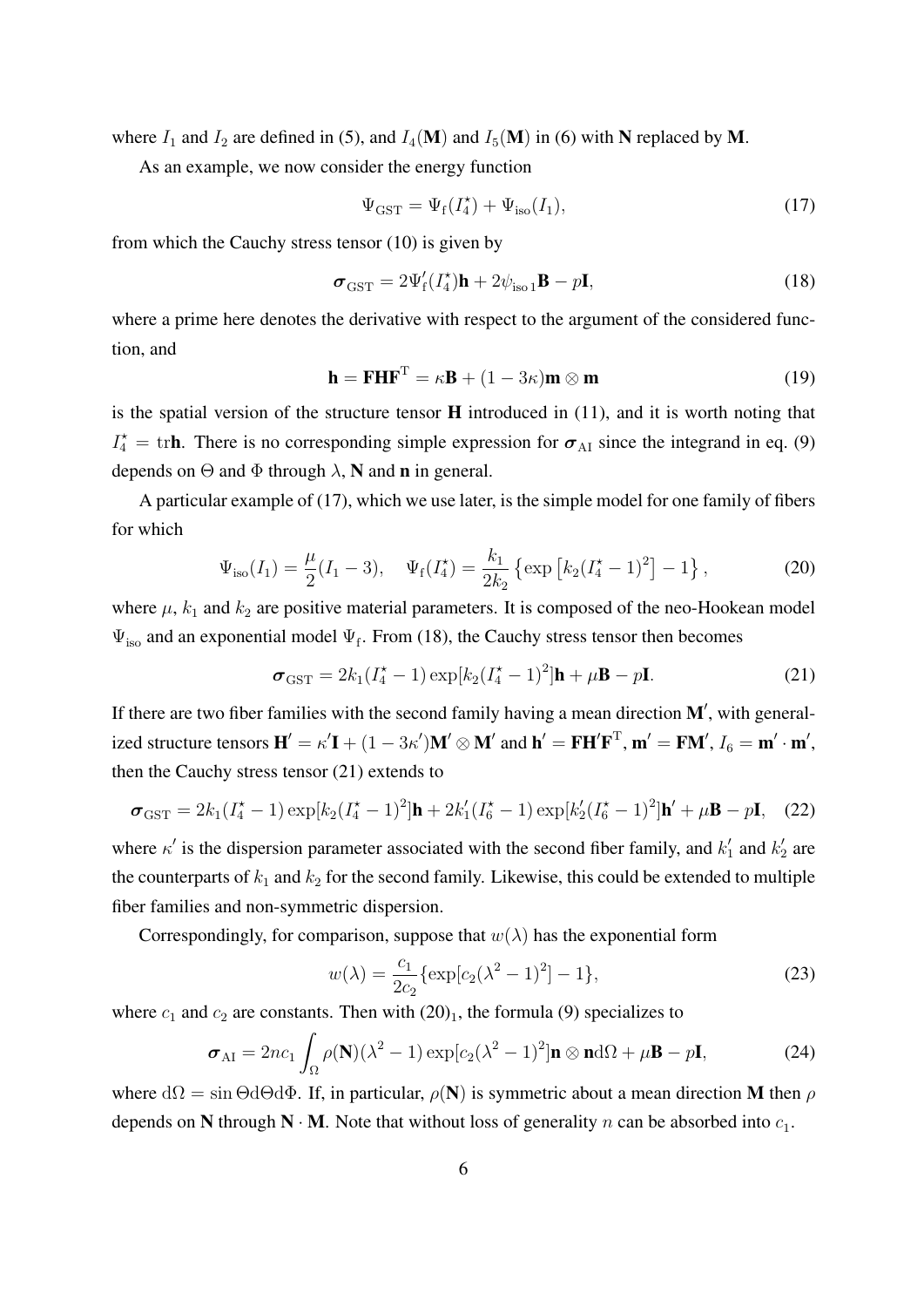where $I_1$ and $I_2$ are defined in (5), and $I_4(\mathbf{M})$ and $I_5(\mathbf{M})$ in (6) with $\mathbf{N}$ replaced by $\mathbf{M}$.

As an example, we now consider the energy function

$$\Psi_{\mathrm{GST}} = \Psi_{\mathrm{f}}(I_4^\star) + \Psi_{\mathrm{iso}}(I_1), \tag{17}$$

from which the Cauchy stress tensor (10) is given by

$$\boldsymbol{\sigma}_{\mathrm{GST}} = 2\Psi_{\mathrm{f}}'(I_4^\star)\mathbf{h} + 2\psi_{\mathrm{iso}\,1}\mathbf{B} - p\mathbf{I}, \tag{18}$$

where a prime here denotes the derivative with respect to the argument of the considered function, and

$$\mathbf{h} = \mathbf{F}\mathbf{H}\mathbf{F}^{\mathrm{T}} = \kappa\mathbf{B} + (1-3\kappa)\mathbf{m}\otimes\mathbf{m} \tag{19}$$

is the spatial version of the structure tensor $\mathbf{H}$ introduced in (11), and it is worth noting that $I_4^\star = \mathrm{tr}\mathbf{h}$. There is no corresponding simple expression for $\boldsymbol{\sigma}_{\mathrm{AI}}$ since the integrand in eq. (9) depends on $\Theta$ and $\Phi$ through $\lambda$, $\mathbf{N}$ and $\mathbf{n}$ in general.

A particular example of (17), which we use later, is the simple model for one family of fibers for which

$$\Psi_{\mathrm{iso}}(I_1) = \frac{\mu}{2}(I_1 - 3), \quad \Psi_{\mathrm{f}}(I_4^\star) = \frac{k_1}{2k_2}\left\{\exp\left[k_2(I_4^\star - 1)^2\right] - 1\right\}, \tag{20}$$

where $\mu$, $k_1$ and $k_2$ are positive material parameters. It is composed of the neo-Hookean model $\Psi_{\mathrm{iso}}$ and an exponential model $\Psi_{\mathrm{f}}$. From (18), the Cauchy stress tensor then becomes

$$\boldsymbol{\sigma}_{\mathrm{GST}} = 2k_1(I_4^\star - 1)\exp[k_2(I_4^\star - 1)^2]\mathbf{h} + \mu\mathbf{B} - p\mathbf{I}. \tag{21}$$

If there are two fiber families with the second family having a mean direction $\mathbf{M}'$, with generalized structure tensors $\mathbf{H}' = \kappa'\mathbf{I} + (1-3\kappa')\mathbf{M}'\otimes\mathbf{M}'$ and $\mathbf{h}' = \mathbf{F}\mathbf{H}'\mathbf{F}^{\mathrm{T}}$, $\mathbf{m}' = \mathbf{F}\mathbf{M}'$, $I_6 = \mathbf{m}'\cdot\mathbf{m}'$, then the Cauchy stress tensor (21) extends to

$$\boldsymbol{\sigma}_{\mathrm{GST}} = 2k_1(I_4^\star - 1)\exp[k_2(I_4^\star - 1)^2]\mathbf{h} + 2k_1'(I_6^\star - 1)\exp[k_2'(I_6^\star - 1)^2]\mathbf{h}' + \mu\mathbf{B} - p\mathbf{I}, \tag{22}$$

where $\kappa'$ is the dispersion parameter associated with the second fiber family, and $k_1'$ and $k_2'$ are the counterparts of $k_1$ and $k_2$ for the second family. Likewise, this could be extended to multiple fiber families and non-symmetric dispersion.

Correspondingly, for comparison, suppose that $w(\lambda)$ has the exponential form

$$w(\lambda) = \frac{c_1}{2c_2}\{\exp[c_2(\lambda^2 - 1)^2] - 1\}, \tag{23}$$

where $c_1$ and $c_2$ are constants. Then with $(20)_1$, the formula (9) specializes to

$$\boldsymbol{\sigma}_{\mathrm{AI}} = 2nc_1\int_\Omega \rho(\mathbf{N})(\lambda^2 - 1)\exp[c_2(\lambda^2 - 1)^2]\mathbf{n}\otimes\mathbf{n}\,\mathrm{d}\Omega + \mu\mathbf{B} - p\mathbf{I}, \tag{24}$$

where $\mathrm{d}\Omega = \sin\Theta\mathrm{d}\Theta\mathrm{d}\Phi$. If, in particular, $\rho(\mathbf{N})$ is symmetric about a mean direction $\mathbf{M}$ then $\rho$ depends on $\mathbf{N}$ through $\mathbf{N}\cdot\mathbf{M}$. Note that without loss of generality $n$ can be absorbed into $c_1$.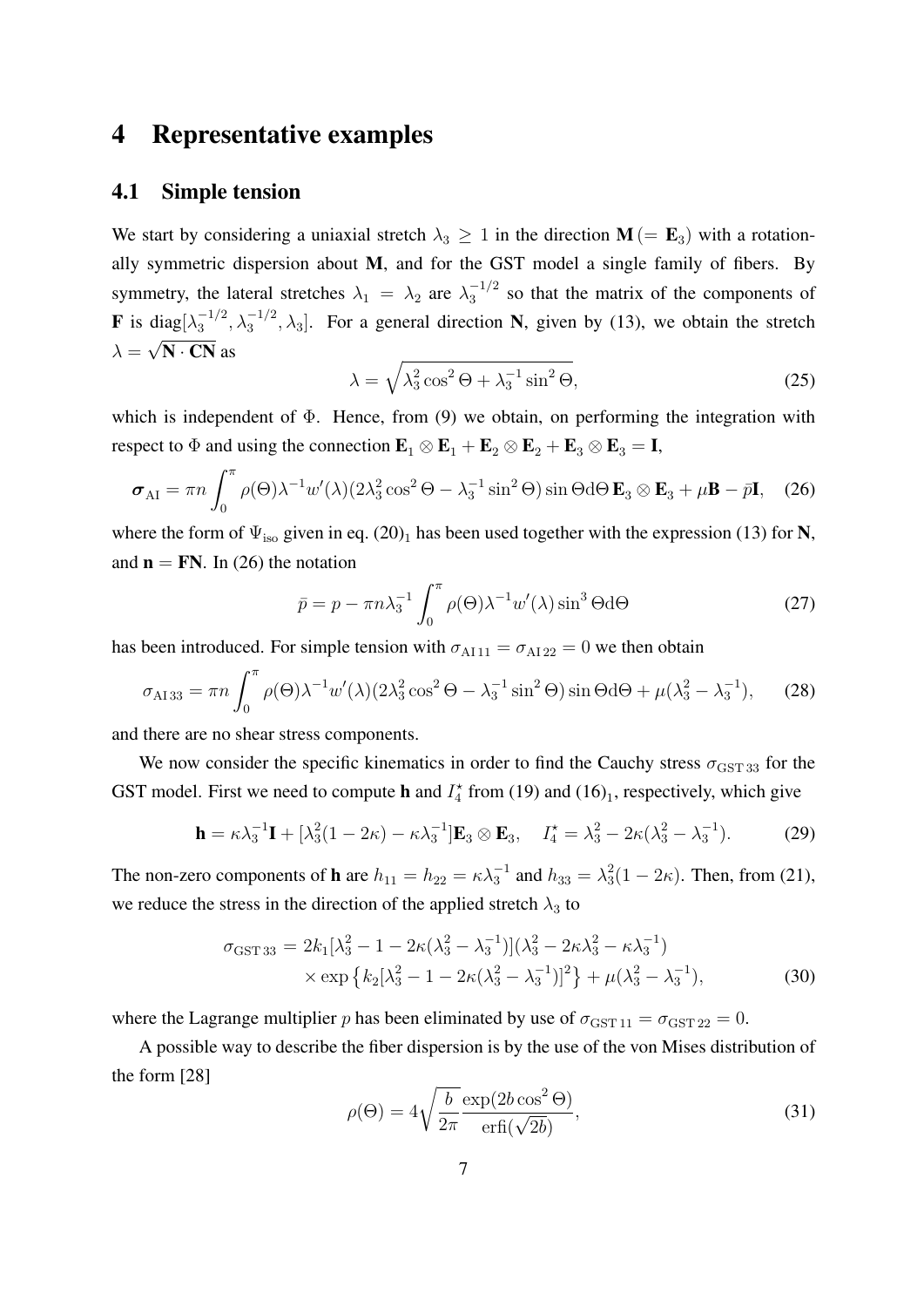# 4 Representative examples

## 4.1 Simple tension

We start by considering a uniaxial stretch $\lambda_3 \geq 1$ in the direction $\mathbf{M}\,(=\mathbf{E}_3)$ with a rotationally symmetric dispersion about $\mathbf{M}$, and for the GST model a single family of fibers. By symmetry, the lateral stretches $\lambda_1 = \lambda_2$ are $\lambda_3^{-1/2}$ so that the matrix of the components of $\mathbf{F}$ is $\mathrm{diag}[\lambda_3^{-1/2}, \lambda_3^{-1/2}, \lambda_3]$. For a general direction $\mathbf{N}$, given by (13), we obtain the stretch $\lambda = \sqrt{\mathbf{N}\cdot\mathbf{CN}}$ as

$$\lambda = \sqrt{\lambda_3^2 \cos^2\Theta + \lambda_3^{-1}\sin^2\Theta}, \tag{25}$$

which is independent of $\Phi$. Hence, from (9) we obtain, on performing the integration with respect to $\Phi$ and using the connection $\mathbf{E}_1\otimes\mathbf{E}_1 + \mathbf{E}_2\otimes\mathbf{E}_2 + \mathbf{E}_3\otimes\mathbf{E}_3 = \mathbf{I}$,

$$\boldsymbol{\sigma}_{\mathrm{AI}} = \pi n \int_0^\pi \rho(\Theta)\lambda^{-1}w'(\lambda)(2\lambda_3^2\cos^2\Theta - \lambda_3^{-1}\sin^2\Theta)\sin\Theta \mathrm{d}\Theta\, \mathbf{E}_3\otimes\mathbf{E}_3 + \mu\mathbf{B} - \bar{p}\mathbf{I}, \tag{26}$$

where the form of $\Psi_{\mathrm{iso}}$ given in eq. $(20)_1$ has been used together with the expression (13) for $\mathbf{N}$, and $\mathbf{n} = \mathbf{FN}$. In (26) the notation

$$\bar{p} = p - \pi n \lambda_3^{-1}\int_0^\pi \rho(\Theta)\lambda^{-1}w'(\lambda)\sin^3\Theta \mathrm{d}\Theta \tag{27}$$

has been introduced. For simple tension with $\sigma_{\mathrm{AI}\,11} = \sigma_{\mathrm{AI}\,22} = 0$ we then obtain

$$\sigma_{\mathrm{AI}\,33} = \pi n \int_0^\pi \rho(\Theta)\lambda^{-1}w'(\lambda)(2\lambda_3^2\cos^2\Theta - \lambda_3^{-1}\sin^2\Theta)\sin\Theta\mathrm{d}\Theta + \mu(\lambda_3^2 - \lambda_3^{-1}), \tag{28}$$

and there are no shear stress components.

We now consider the specific kinematics in order to find the Cauchy stress $\sigma_{\mathrm{GST}\,33}$ for the GST model. First we need to compute $\mathbf{h}$ and $I_4^\star$ from (19) and $(16)_1$, respectively, which give

$$\mathbf{h} = \kappa\lambda_3^{-1}\mathbf{I} + [\lambda_3^2(1-2\kappa) - \kappa\lambda_3^{-1}]\mathbf{E}_3\otimes\mathbf{E}_3, \quad I_4^\star = \lambda_3^2 - 2\kappa(\lambda_3^2 - \lambda_3^{-1}). \tag{29}$$

The non-zero components of $\mathbf{h}$ are $h_{11} = h_{22} = \kappa\lambda_3^{-1}$ and $h_{33} = \lambda_3^2(1-2\kappa)$. Then, from (21), we reduce the stress in the direction of the applied stretch $\lambda_3$ to

$$\begin{aligned}\sigma_{\mathrm{GST}\,33} = {} & 2k_1[\lambda_3^2 - 1 - 2\kappa(\lambda_3^2 - \lambda_3^{-1})](\lambda_3^2 - 2\kappa\lambda_3^2 - \kappa\lambda_3^{-1}) \\ & \times \exp\left\{k_2[\lambda_3^2 - 1 - 2\kappa(\lambda_3^2-\lambda_3^{-1})]^2\right\} + \mu(\lambda_3^2 - \lambda_3^{-1}),\end{aligned} \tag{30}$$

where the Lagrange multiplier $p$ has been eliminated by use of $\sigma_{\mathrm{GST}\,11} = \sigma_{\mathrm{GST}\,22} = 0$.

A possible way to describe the fiber dispersion is by the use of the von Mises distribution of the form [28]

$$\rho(\Theta) = 4\sqrt{\frac{b}{2\pi}}\frac{\exp(2b\cos^2\Theta)}{\mathrm{erfi}(\sqrt{2b})}, \tag{31}$$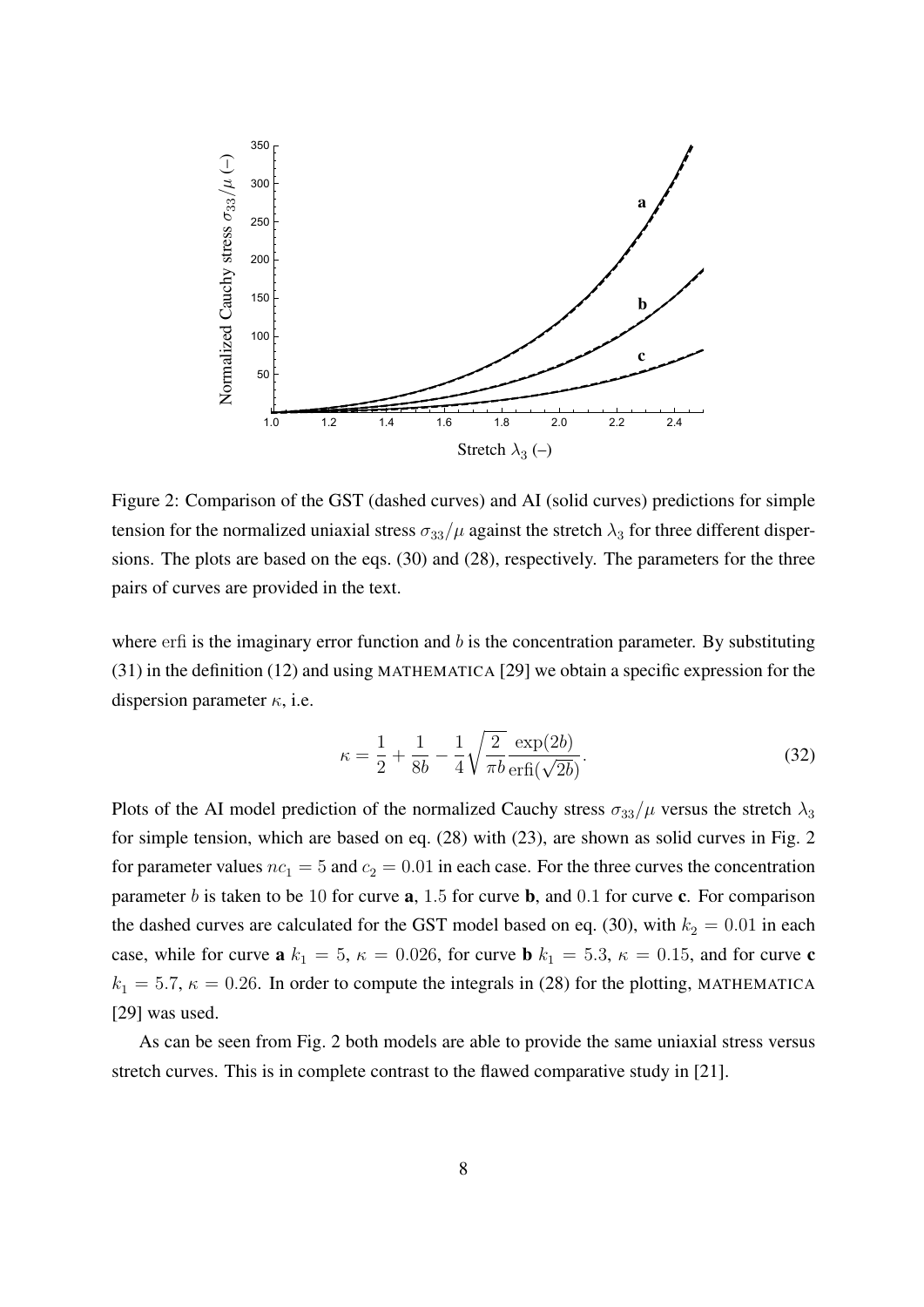Figure 2: Comparison of the GST (dashed curves) and AI (solid curves) predictions for simple tension for the normalized uniaxial stress $\sigma_{33}/\mu$ against the stretch $\lambda_3$ for three different dispersions. The plots are based on the eqs. (30) and (28), respectively. The parameters for the three pairs of curves are provided in the text.

where erfi is the imaginary error function and $b$ is the concentration parameter. By substituting (31) in the definition (12) and using MATHEMATICA [29] we obtain a specific expression for the dispersion parameter $\kappa$, i.e.

$$\kappa = \frac{1}{2} + \frac{1}{8b} - \frac{1}{4}\sqrt{\frac{2}{\pi b}}\frac{\exp(2b)}{\mathrm{erfi}(\sqrt{2b})}. \tag{32}$$

Plots of the AI model prediction of the normalized Cauchy stress $\sigma_{33}/\mu$ versus the stretch $\lambda_3$ for simple tension, which are based on eq. (28) with (23), are shown as solid curves in Fig. 2 for parameter values $nc_1 = 5$ and $c_2 = 0.01$ in each case. For the three curves the concentration parameter $b$ is taken to be $10$ for curve **a**, $1.5$ for curve **b**, and $0.1$ for curve **c**. For comparison the dashed curves are calculated for the GST model based on eq. (30), with $k_2 = 0.01$ in each case, while for curve **a** $k_1 = 5$, $\kappa = 0.026$, for curve **b** $k_1 = 5.3$, $\kappa = 0.15$, and for curve **c** $k_1 = 5.7$, $\kappa = 0.26$. In order to compute the integrals in (28) for the plotting, MATHEMATICA [29] was used.

As can be seen from Fig. 2 both models are able to provide the same uniaxial stress versus stretch curves. This is in complete contrast to the flawed comparative study in [21].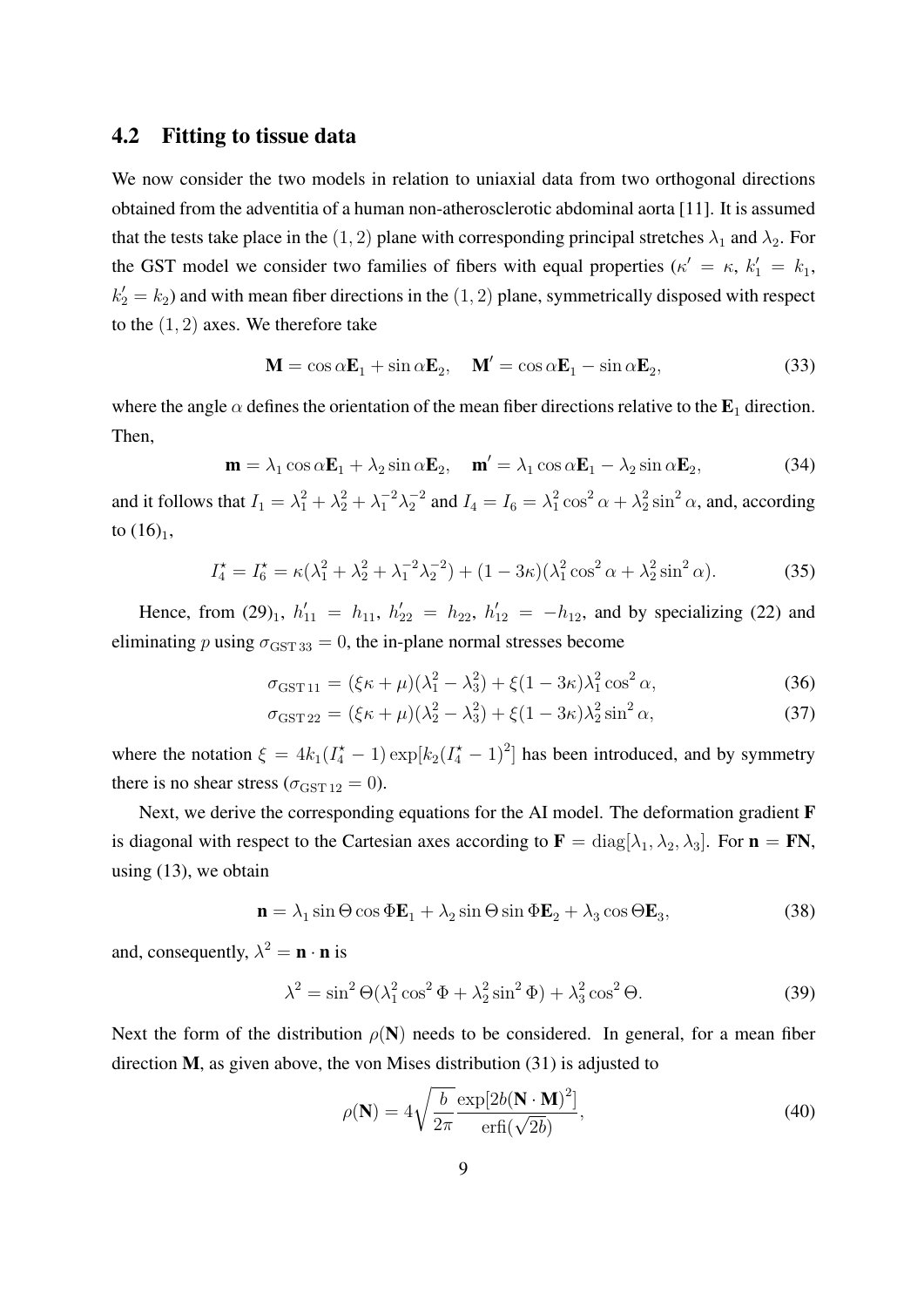### 4.2 Fitting to tissue data

We now consider the two models in relation to uniaxial data from two orthogonal directions obtained from the adventitia of a human non-atherosclerotic abdominal aorta [11]. It is assumed that the tests take place in the $(1, 2)$ plane with corresponding principal stretches $\lambda_1$ and $\lambda_2$. For the GST model we consider two families of fibers with equal properties ($\kappa' = \kappa$, $k_1' = k_1$, $k_2' = k_2$) and with mean fiber directions in the $(1, 2)$ plane, symmetrically disposed with respect to the $(1, 2)$ axes. We therefore take

$$\mathbf{M} = \cos\alpha \mathbf{E}_1 + \sin\alpha \mathbf{E}_2, \quad \mathbf{M}' = \cos\alpha \mathbf{E}_1 - \sin\alpha \mathbf{E}_2, \tag{33}$$

where the angle $\alpha$ defines the orientation of the mean fiber directions relative to the $\mathbf{E}_1$ direction. Then,

$$\mathbf{m} = \lambda_1 \cos\alpha \mathbf{E}_1 + \lambda_2 \sin\alpha \mathbf{E}_2, \quad \mathbf{m}' = \lambda_1 \cos\alpha \mathbf{E}_1 - \lambda_2 \sin\alpha \mathbf{E}_2, \tag{34}$$

and it follows that $I_1 = \lambda_1^2 + \lambda_2^2 + \lambda_1^{-2}\lambda_2^{-2}$ and $I_4 = I_6 = \lambda_1^2 \cos^2\alpha + \lambda_2^2 \sin^2\alpha$, and, according to $(16)_1$,

$$I_4^\star = I_6^\star = \kappa(\lambda_1^2 + \lambda_2^2 + \lambda_1^{-2}\lambda_2^{-2}) + (1 - 3\kappa)(\lambda_1^2 \cos^2\alpha + \lambda_2^2 \sin^2\alpha). \tag{35}$$

Hence, from $(29)_1$, $h_{11}' = h_{11}$, $h_{22}' = h_{22}$, $h_{12}' = -h_{12}$, and by specializing (22) and eliminating $p$ using $\sigma_{\mathrm{GST}\,33} = 0$, the in-plane normal stresses become

$$\sigma_{\mathrm{GST}\,11} = (\xi\kappa + \mu)(\lambda_1^2 - \lambda_3^2) + \xi(1 - 3\kappa)\lambda_1^2 \cos^2\alpha, \tag{36}$$

$$\sigma_{\mathrm{GST}\,22} = (\xi\kappa + \mu)(\lambda_2^2 - \lambda_3^2) + \xi(1 - 3\kappa)\lambda_2^2 \sin^2\alpha, \tag{37}$$

where the notation $\xi = 4k_1(I_4^\star - 1)\exp[k_2(I_4^\star - 1)^2]$ has been introduced, and by symmetry there is no shear stress ($\sigma_{\mathrm{GST}\,12} = 0$).

Next, we derive the corresponding equations for the AI model. The deformation gradient $\mathbf{F}$ is diagonal with respect to the Cartesian axes according to $\mathbf{F} = \mathrm{diag}[\lambda_1, \lambda_2, \lambda_3]$. For $\mathbf{n} = \mathbf{F}\mathbf{N}$, using (13), we obtain

$$\mathbf{n} = \lambda_1 \sin\Theta \cos\Phi \mathbf{E}_1 + \lambda_2 \sin\Theta \sin\Phi \mathbf{E}_2 + \lambda_3 \cos\Theta \mathbf{E}_3, \tag{38}$$

and, consequently, $\lambda^2 = \mathbf{n} \cdot \mathbf{n}$ is

$$\lambda^2 = \sin^2\Theta(\lambda_1^2 \cos^2\Phi + \lambda_2^2 \sin^2\Phi) + \lambda_3^2 \cos^2\Theta. \tag{39}$$

Next the form of the distribution $\rho(\mathbf{N})$ needs to be considered. In general, for a mean fiber direction $\mathbf{M}$, as given above, the von Mises distribution (31) is adjusted to

$$\rho(\mathbf{N}) = 4\sqrt{\frac{b}{2\pi}} \frac{\exp[2b(\mathbf{N} \cdot \mathbf{M})^2]}{\mathrm{erfi}(\sqrt{2b})}, \tag{40}$$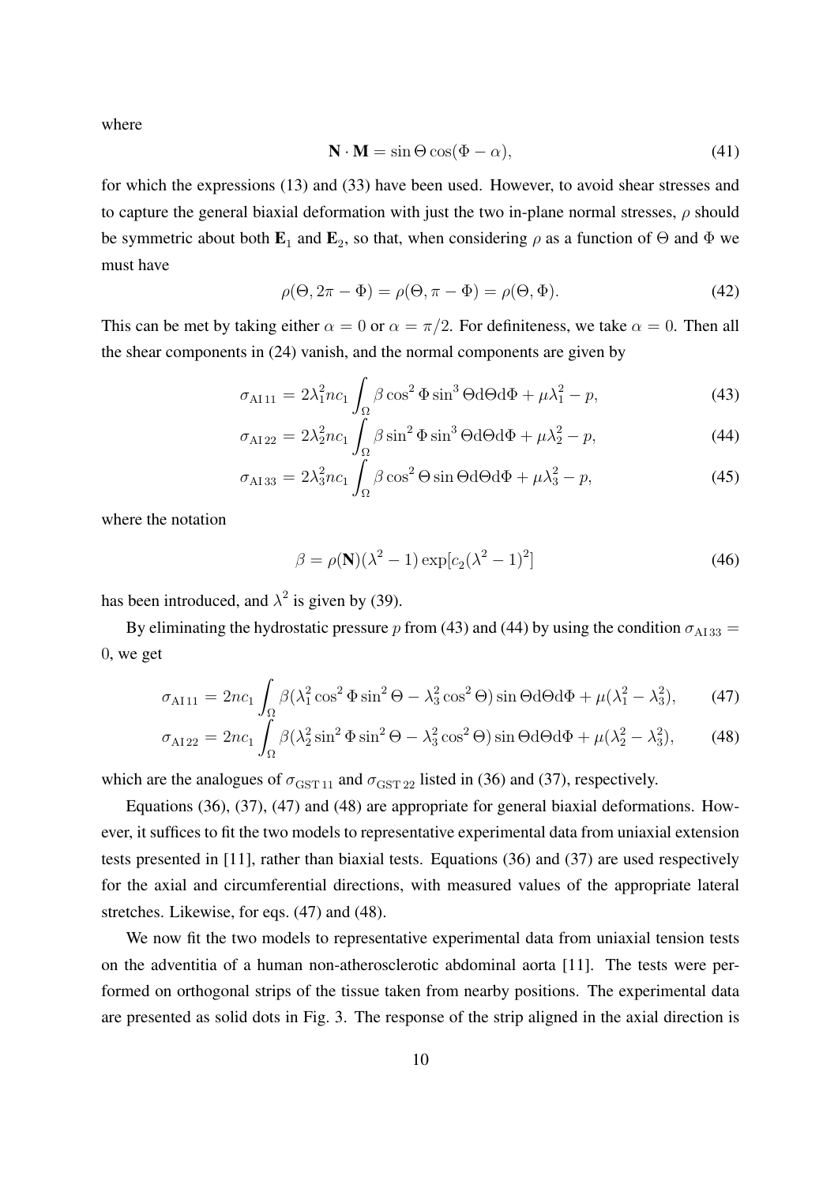where

$$\mathbf{N} \cdot \mathbf{M} = \sin\Theta \cos(\Phi - \alpha), \tag{41}$$

for which the expressions (13) and (33) have been used. However, to avoid shear stresses and to capture the general biaxial deformation with just the two in-plane normal stresses, $\rho$ should be symmetric about both $\mathbf{E}_1$ and $\mathbf{E}_2$, so that, when considering $\rho$ as a function of $\Theta$ and $\Phi$ we must have

$$\rho(\Theta, 2\pi - \Phi) = \rho(\Theta, \pi - \Phi) = \rho(\Theta, \Phi). \tag{42}$$

This can be met by taking either $\alpha = 0$ or $\alpha = \pi/2$. For definiteness, we take $\alpha = 0$. Then all the shear components in (24) vanish, and the normal components are given by

$$\sigma_{\text{AI}\,11} = 2\lambda_1^2 n c_1 \int_\Omega \beta \cos^2\Phi \sin^3\Theta \mathrm{d}\Theta \mathrm{d}\Phi + \mu\lambda_1^2 - p, \tag{43}$$

$$\sigma_{\text{AI}\,22} = 2\lambda_2^2 n c_1 \int_\Omega \beta \sin^2\Phi \sin^3\Theta \mathrm{d}\Theta \mathrm{d}\Phi + \mu\lambda_2^2 - p, \tag{44}$$

$$\sigma_{\text{AI}\,33} = 2\lambda_3^2 n c_1 \int_\Omega \beta \cos^2\Theta \sin\Theta \mathrm{d}\Theta \mathrm{d}\Phi + \mu\lambda_3^2 - p, \tag{45}$$

where the notation

$$\beta = \rho(\mathbf{N})(\lambda^2 - 1)\exp[c_2(\lambda^2 - 1)^2] \tag{46}$$

has been introduced, and $\lambda^2$ is given by (39).

By eliminating the hydrostatic pressure $p$ from (43) and (44) by using the condition $\sigma_{\text{AI}\,33} = 0$, we get

$$\sigma_{\text{AI}\,11} = 2nc_1 \int_\Omega \beta(\lambda_1^2 \cos^2\Phi \sin^2\Theta - \lambda_3^2 \cos^2\Theta) \sin\Theta \mathrm{d}\Theta \mathrm{d}\Phi + \mu(\lambda_1^2 - \lambda_3^2), \tag{47}$$

$$\sigma_{\text{AI}\,22} = 2nc_1 \int_\Omega \beta(\lambda_2^2 \sin^2\Phi \sin^2\Theta - \lambda_3^2 \cos^2\Theta) \sin\Theta \mathrm{d}\Theta \mathrm{d}\Phi + \mu(\lambda_2^2 - \lambda_3^2), \tag{48}$$

which are the analogues of $\sigma_{\text{GST}\,11}$ and $\sigma_{\text{GST}\,22}$ listed in (36) and (37), respectively.

Equations (36), (37), (47) and (48) are appropriate for general biaxial deformations. However, it suffices to fit the two models to representative experimental data from uniaxial extension tests presented in [11], rather than biaxial tests. Equations (36) and (37) are used respectively for the axial and circumferential directions, with measured values of the appropriate lateral stretches. Likewise, for eqs. (47) and (48).

We now fit the two models to representative experimental data from uniaxial tension tests on the adventitia of a human non-atherosclerotic abdominal aorta [11]. The tests were performed on orthogonal strips of the tissue taken from nearby positions. The experimental data are presented as solid dots in Fig. 3. The response of the strip aligned in the axial direction is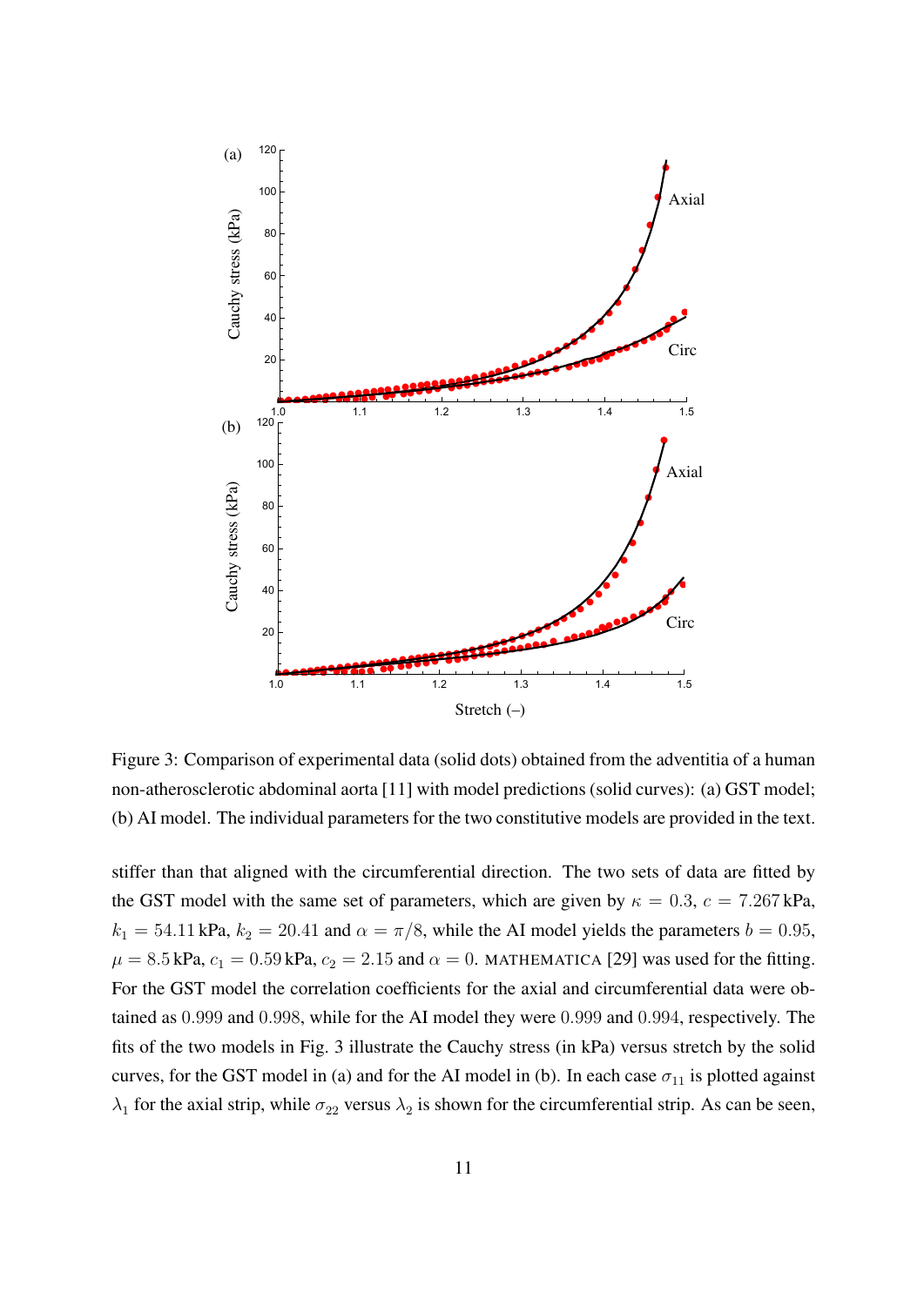Figure 3: Comparison of experimental data (solid dots) obtained from the adventitia of a human non-atherosclerotic abdominal aorta [11] with model predictions (solid curves): (a) GST model; (b) AI model. The individual parameters for the two constitutive models are provided in the text.

stiffer than that aligned with the circumferential direction. The two sets of data are fitted by the GST model with the same set of parameters, which are given by $\kappa = 0.3$, $c = 7.267\,\text{kPa}$, $k_1 = 54.11\,\text{kPa}$, $k_2 = 20.41$ and $\alpha = \pi/8$, while the AI model yields the parameters $b = 0.95$, $\mu = 8.5\,\text{kPa}$, $c_1 = 0.59\,\text{kPa}$, $c_2 = 2.15$ and $\alpha = 0$. MATHEMATICA [29] was used for the fitting. For the GST model the correlation coefficients for the axial and circumferential data were obtained as $0.999$ and $0.998$, while for the AI model they were $0.999$ and $0.994$, respectively. The fits of the two models in Fig. 3 illustrate the Cauchy stress (in kPa) versus stretch by the solid curves, for the GST model in (a) and for the AI model in (b). In each case $\sigma_{11}$ is plotted against $\lambda_1$ for the axial strip, while $\sigma_{22}$ versus $\lambda_2$ is shown for the circumferential strip. As can be seen,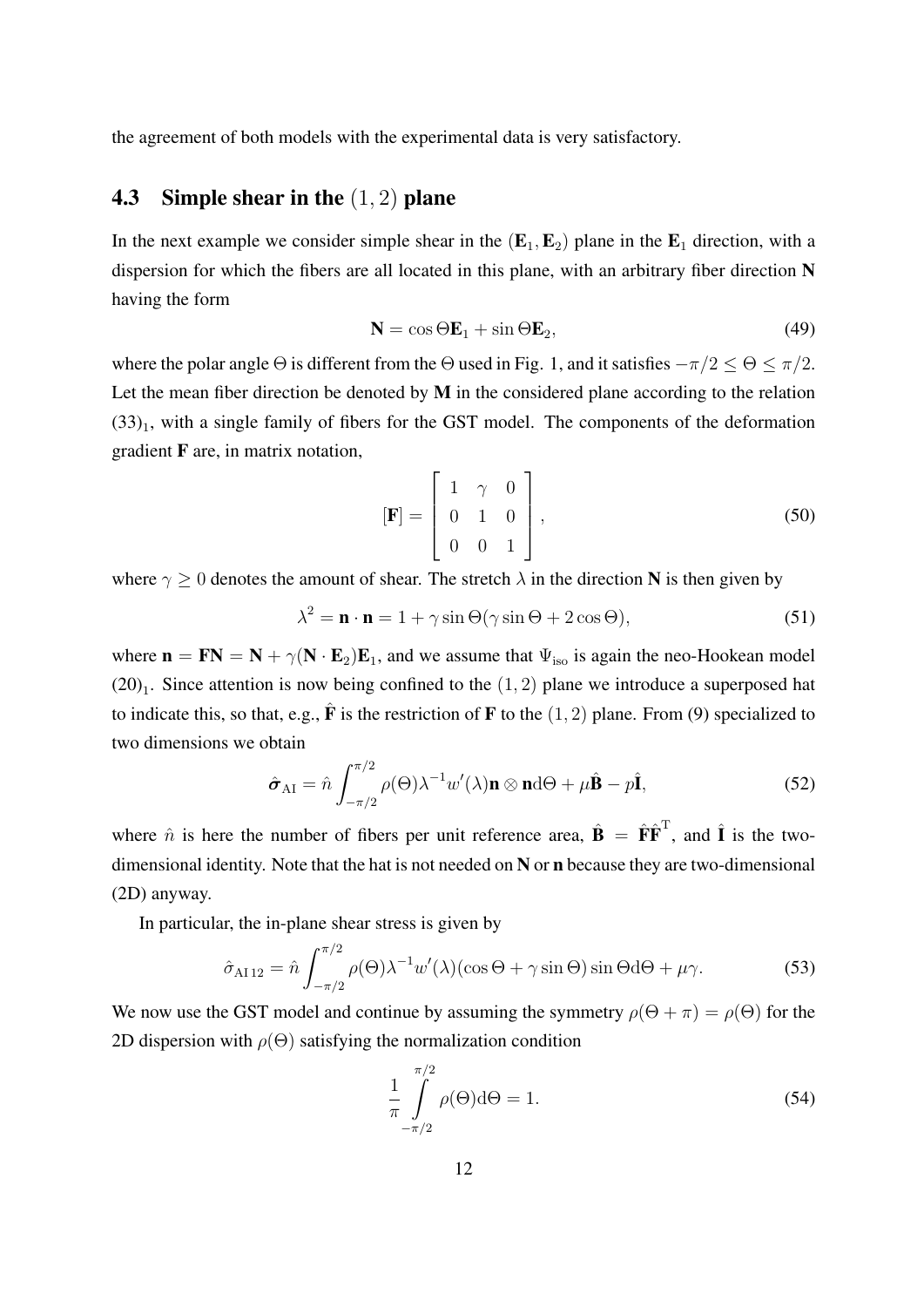the agreement of both models with the experimental data is very satisfactory.

## 4.3 Simple shear in the $(1, 2)$ plane

In the next example we consider simple shear in the $(\mathbf{E}_1, \mathbf{E}_2)$ plane in the $\mathbf{E}_1$ direction, with a dispersion for which the fibers are all located in this plane, with an arbitrary fiber direction $\mathbf{N}$ having the form

$$\mathbf{N} = \cos\Theta\mathbf{E}_1 + \sin\Theta\mathbf{E}_2, \tag{49}$$

where the polar angle $\Theta$ is different from the $\Theta$ used in Fig. 1, and it satisfies $-\pi/2 \leq \Theta \leq \pi/2$. Let the mean fiber direction be denoted by $\mathbf{M}$ in the considered plane according to the relation $(33)_1$, with a single family of fibers for the GST model. The components of the deformation gradient $\mathbf{F}$ are, in matrix notation,

$$[\mathbf{F}] = \begin{bmatrix} 1 & \gamma & 0 \\ 0 & 1 & 0 \\ 0 & 0 & 1 \end{bmatrix}, \tag{50}$$

where $\gamma \geq 0$ denotes the amount of shear. The stretch $\lambda$ in the direction $\mathbf{N}$ is then given by

$$\lambda^2 = \mathbf{n} \cdot \mathbf{n} = 1 + \gamma \sin\Theta(\gamma \sin\Theta + 2\cos\Theta), \tag{51}$$

where $\mathbf{n} = \mathbf{F}\mathbf{N} = \mathbf{N} + \gamma(\mathbf{N} \cdot \mathbf{E}_2)\mathbf{E}_1$, and we assume that $\Psi_{\text{iso}}$ is again the neo-Hookean model $(20)_1$. Since attention is now being confined to the $(1, 2)$ plane we introduce a superposed hat to indicate this, so that, e.g., $\hat{\mathbf{F}}$ is the restriction of $\mathbf{F}$ to the $(1, 2)$ plane. From (9) specialized to two dimensions we obtain

$$\hat{\boldsymbol{\sigma}}_{\text{AI}} = \hat{n} \int_{-\pi/2}^{\pi/2} \rho(\Theta)\lambda^{-1} w'(\lambda)\mathbf{n} \otimes \mathbf{n} \mathrm{d}\Theta + \mu\hat{\mathbf{B}} - p\hat{\mathbf{I}}, \tag{52}$$

where $\hat{n}$ is here the number of fibers per unit reference area, $\hat{\mathbf{B}} = \hat{\mathbf{F}}\hat{\mathbf{F}}^{\mathrm{T}}$, and $\hat{\mathbf{I}}$ is the two-dimensional identity. Note that the hat is not needed on $\mathbf{N}$ or $\mathbf{n}$ because they are two-dimensional (2D) anyway.

In particular, the in-plane shear stress is given by

$$\hat{\sigma}_{\text{AI}\,12} = \hat{n} \int_{-\pi/2}^{\pi/2} \rho(\Theta)\lambda^{-1} w'(\lambda)(\cos\Theta + \gamma \sin\Theta) \sin\Theta \mathrm{d}\Theta + \mu\gamma. \tag{53}$$

We now use the GST model and continue by assuming the symmetry $\rho(\Theta + \pi) = \rho(\Theta)$ for the 2D dispersion with $\rho(\Theta)$ satisfying the normalization condition

$$\frac{1}{\pi} \int_{-\pi/2}^{\pi/2} \rho(\Theta) \mathrm{d}\Theta = 1. \tag{54}$$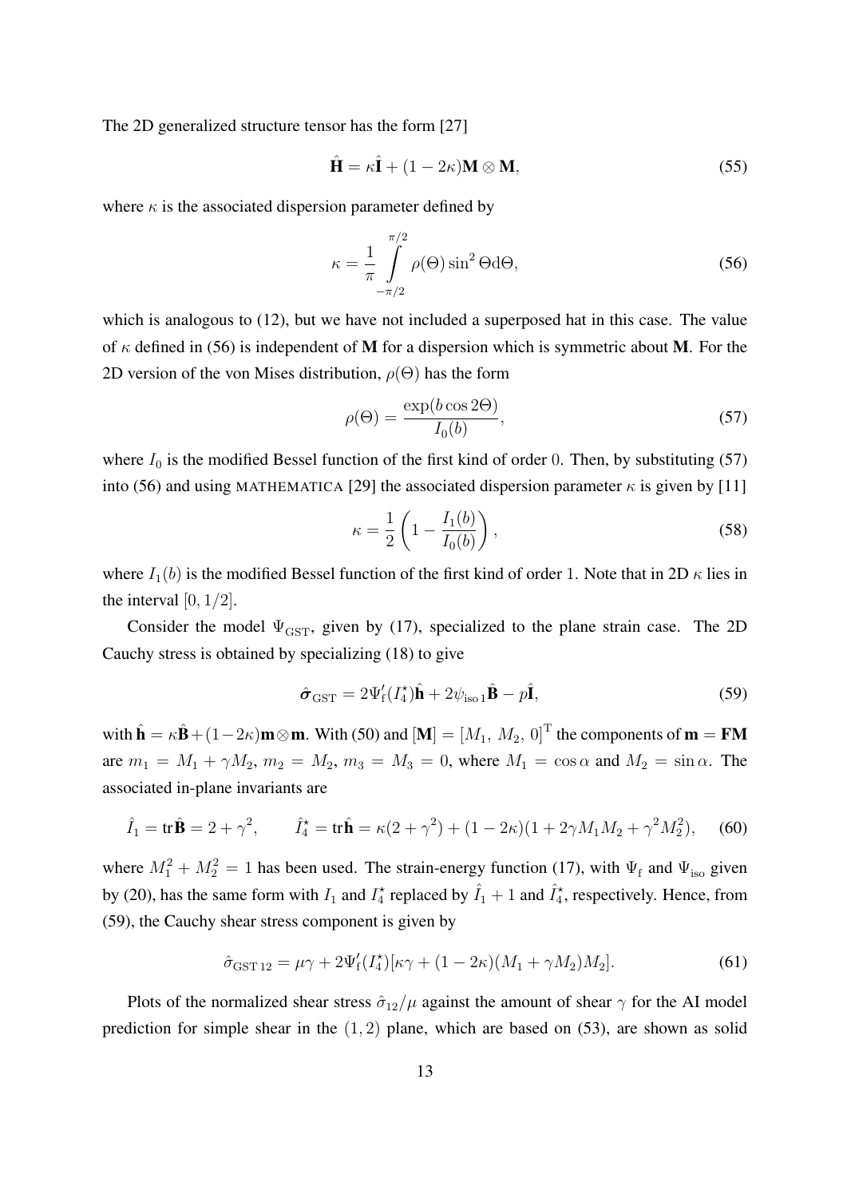The 2D generalized structure tensor has the form [27]

$$\hat{\mathbf{H}} = \kappa\hat{\mathbf{I}} + (1-2\kappa)\mathbf{M}\otimes\mathbf{M}, \tag{55}$$

where $\kappa$ is the associated dispersion parameter defined by

$$\kappa = \frac{1}{\pi}\int\limits_{-\pi/2}^{\pi/2} \rho(\Theta)\sin^2\Theta \mathrm{d}\Theta, \tag{56}$$

which is analogous to (12), but we have not included a superposed hat in this case. The value of $\kappa$ defined in (56) is independent of $\mathbf{M}$ for a dispersion which is symmetric about $\mathbf{M}$. For the 2D version of the von Mises distribution, $\rho(\Theta)$ has the form

$$\rho(\Theta) = \frac{\exp(b\cos 2\Theta)}{I_0(b)}, \tag{57}$$

where $I_0$ is the modified Bessel function of the first kind of order $0$. Then, by substituting (57) into (56) and using MATHEMATICA [29] the associated dispersion parameter $\kappa$ is given by [11]

$$\kappa = \frac{1}{2}\left(1 - \frac{I_1(b)}{I_0(b)}\right), \tag{58}$$

where $I_1(b)$ is the modified Bessel function of the first kind of order $1$. Note that in 2D $\kappa$ lies in the interval $[0, 1/2]$.

Consider the model $\Psi_{\mathrm{GST}}$, given by (17), specialized to the plane strain case. The 2D Cauchy stress is obtained by specializing (18) to give

$$\hat{\boldsymbol{\sigma}}_{\mathrm{GST}} = 2\Psi_{\mathrm{f}}'(I_4^\star)\hat{\mathbf{h}} + 2\psi_{\mathrm{iso}\,1}\hat{\mathbf{B}} - p\hat{\mathbf{I}}, \tag{59}$$

with $\hat{\mathbf{h}} = \kappa\hat{\mathbf{B}} + (1-2\kappa)\mathbf{m}\otimes\mathbf{m}$. With (50) and $[\mathbf{M}] = [M_1,\ M_2,\ 0]^{\mathrm{T}}$ the components of $\mathbf{m} = \mathbf{F}\mathbf{M}$ are $m_1 = M_1 + \gamma M_2$, $m_2 = M_2$, $m_3 = M_3 = 0$, where $M_1 = \cos\alpha$ and $M_2 = \sin\alpha$. The associated in-plane invariants are

$$\hat{I}_1 = \mathrm{tr}\hat{\mathbf{B}} = 2 + \gamma^2, \qquad \hat{I}_4^\star = \mathrm{tr}\hat{\mathbf{h}} = \kappa(2+\gamma^2) + (1-2\kappa)(1 + 2\gamma M_1 M_2 + \gamma^2 M_2^2), \tag{60}$$

where $M_1^2 + M_2^2 = 1$ has been used. The strain-energy function (17), with $\Psi_{\mathrm{f}}$ and $\Psi_{\mathrm{iso}}$ given by (20), has the same form with $I_1$ and $I_4^\star$ replaced by $\hat{I}_1 + 1$ and $\hat{I}_4^\star$, respectively. Hence, from (59), the Cauchy shear stress component is given by

$$\hat{\sigma}_{\mathrm{GST}\,12} = \mu\gamma + 2\Psi_{\mathrm{f}}'(I_4^\star)[\kappa\gamma + (1-2\kappa)(M_1 + \gamma M_2)M_2]. \tag{61}$$

Plots of the normalized shear stress $\hat{\sigma}_{12}/\mu$ against the amount of shear $\gamma$ for the AI model prediction for simple shear in the $(1, 2)$ plane, which are based on (53), are shown as solid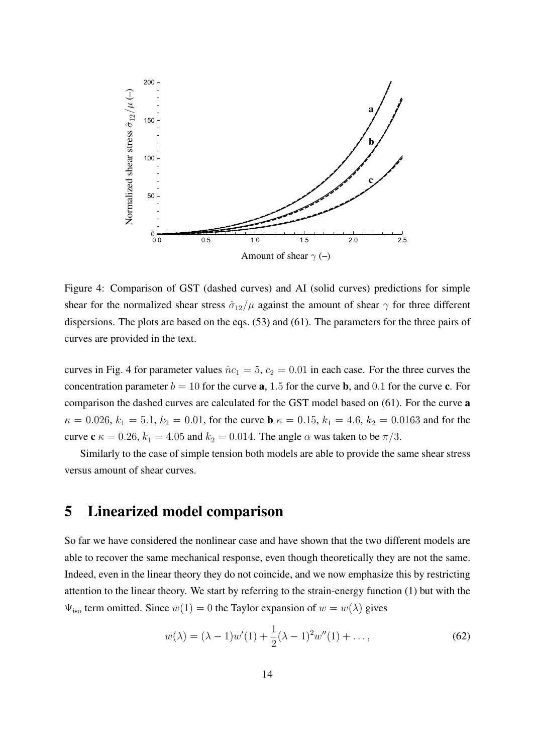Figure 4: Comparison of GST (dashed curves) and AI (solid curves) predictions for simple shear for the normalized shear stress $\hat{\sigma}_{12}/\mu$ against the amount of shear $\gamma$ for three different dispersions. The plots are based on the eqs. (53) and (61). The parameters for the three pairs of curves are provided in the text.

curves in Fig. 4 for parameter values $\hat{n}c_1 = 5$, $c_2 = 0.01$ in each case. For the three curves the concentration parameter $b = 10$ for the curve **a**, $1.5$ for the curve **b**, and $0.1$ for the curve **c**. For comparison the dashed curves are calculated for the GST model based on (61). For the curve **a** $\kappa = 0.026$, $k_1 = 5.1$, $k_2 = 0.01$, for the curve **b** $\kappa = 0.15$, $k_1 = 4.6$, $k_2 = 0.0163$ and for the curve **c** $\kappa = 0.26$, $k_1 = 4.05$ and $k_2 = 0.014$. The angle $\alpha$ was taken to be $\pi/3$.

Similarly to the case of simple tension both models are able to provide the same shear stress versus amount of shear curves.

# 5 Linearized model comparison

So far we have considered the nonlinear case and have shown that the two different models are able to recover the same mechanical response, even though theoretically they are not the same. Indeed, even in the linear theory they do not coincide, and we now emphasize this by restricting attention to the linear theory. We start by referring to the strain-energy function (1) but with the $\Psi_{\text{iso}}$ term omitted. Since $w(1) = 0$ the Taylor expansion of $w = w(\lambda)$ gives

$$w(\lambda) = (\lambda - 1)w'(1) + \frac{1}{2}(\lambda - 1)^2 w''(1) + \ldots, \tag{62}$$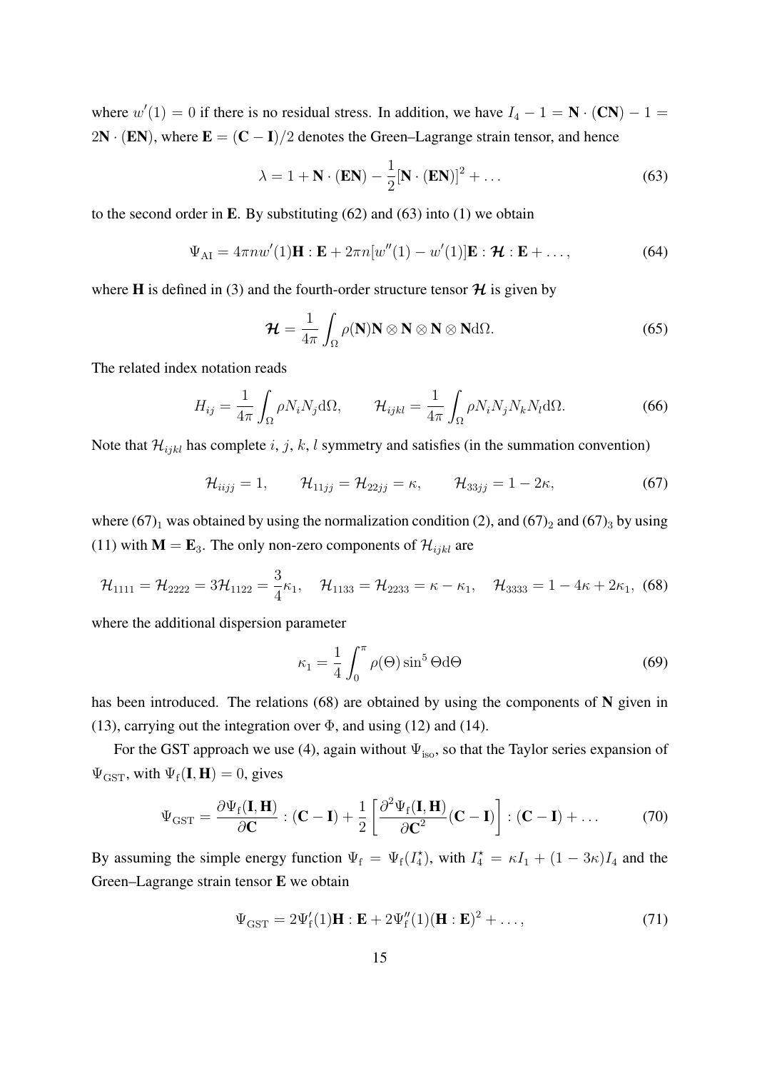where $w'(1) = 0$ if there is no residual stress. In addition, we have $I_4 - 1 = \mathbf{N} \cdot (\mathbf{CN}) - 1 = 2\mathbf{N} \cdot (\mathbf{EN})$, where $\mathbf{E} = (\mathbf{C} - \mathbf{I})/2$ denotes the Green–Lagrange strain tensor, and hence

$$\lambda = 1 + \mathbf{N} \cdot (\mathbf{EN}) - \frac{1}{2}[\mathbf{N} \cdot (\mathbf{EN})]^2 + \dots \tag{63}$$

to the second order in $\mathbf{E}$. By substituting (62) and (63) into (1) we obtain

$$\Psi_{\mathrm{AI}} = 4\pi n w'(1)\mathbf{H} : \mathbf{E} + 2\pi n[w''(1) - w'(1)]\mathbf{E} : \boldsymbol{\mathcal{H}} : \mathbf{E} + \dots, \tag{64}$$

where $\mathbf{H}$ is defined in (3) and the fourth-order structure tensor $\boldsymbol{\mathcal{H}}$ is given by

$$\boldsymbol{\mathcal{H}} = \frac{1}{4\pi} \int_{\Omega} \rho(\mathbf{N}) \mathbf{N} \otimes \mathbf{N} \otimes \mathbf{N} \otimes \mathbf{N} \mathrm{d}\Omega. \tag{65}$$

The related index notation reads

$$H_{ij} = \frac{1}{4\pi} \int_{\Omega} \rho N_i N_j \mathrm{d}\Omega, \qquad \mathcal{H}_{ijkl} = \frac{1}{4\pi} \int_{\Omega} \rho N_i N_j N_k N_l \mathrm{d}\Omega. \tag{66}$$

Note that $\mathcal{H}_{ijkl}$ has complete $i$, $j$, $k$, $l$ symmetry and satisfies (in the summation convention)

$$\mathcal{H}_{iijj} = 1, \qquad \mathcal{H}_{11jj} = \mathcal{H}_{22jj} = \kappa, \qquad \mathcal{H}_{33jj} = 1 - 2\kappa, \tag{67}$$

where $(67)_1$ was obtained by using the normalization condition (2), and $(67)_2$ and $(67)_3$ by using (11) with $\mathbf{M} = \mathbf{E}_3$. The only non-zero components of $\mathcal{H}_{ijkl}$ are

$$\mathcal{H}_{1111} = \mathcal{H}_{2222} = 3\mathcal{H}_{1122} = \frac{3}{4}\kappa_1, \quad \mathcal{H}_{1133} = \mathcal{H}_{2233} = \kappa - \kappa_1, \quad \mathcal{H}_{3333} = 1 - 4\kappa + 2\kappa_1, \tag{68}$$

where the additional dispersion parameter

$$\kappa_1 = \frac{1}{4} \int_0^{\pi} \rho(\Theta) \sin^5 \Theta \mathrm{d}\Theta \tag{69}$$

has been introduced. The relations (68) are obtained by using the components of $\mathbf{N}$ given in (13), carrying out the integration over $\Phi$, and using (12) and (14).

For the GST approach we use (4), again without $\Psi_{\mathrm{iso}}$, so that the Taylor series expansion of $\Psi_{\mathrm{GST}}$, with $\Psi_{\mathrm{f}}(\mathbf{I}, \mathbf{H}) = 0$, gives

$$\Psi_{\mathrm{GST}} = \frac{\partial \Psi_{\mathrm{f}}(\mathbf{I}, \mathbf{H})}{\partial \mathbf{C}} : (\mathbf{C} - \mathbf{I}) + \frac{1}{2} \left[ \frac{\partial^2 \Psi_{\mathrm{f}}(\mathbf{I}, \mathbf{H})}{\partial \mathbf{C}^2} (\mathbf{C} - \mathbf{I}) \right] : (\mathbf{C} - \mathbf{I}) + \dots \tag{70}$$

By assuming the simple energy function $\Psi_{\mathrm{f}} = \Psi_{\mathrm{f}}(I_4^\star)$, with $I_4^\star = \kappa I_1 + (1 - 3\kappa) I_4$ and the Green–Lagrange strain tensor $\mathbf{E}$ we obtain

$$\Psi_{\mathrm{GST}} = 2\Psi_{\mathrm{f}}'(1)\mathbf{H} : \mathbf{E} + 2\Psi_{\mathrm{f}}''(1)(\mathbf{H} : \mathbf{E})^2 + \dots, \tag{71}$$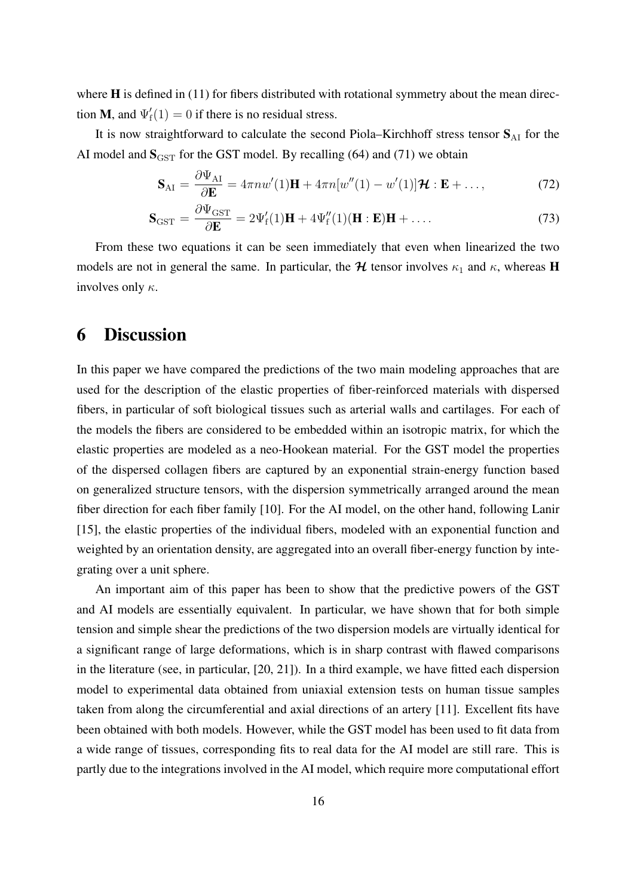where $\mathbf{H}$ is defined in (11) for fibers distributed with rotational symmetry about the mean direction $\mathbf{M}$, and $\Psi_\mathrm{f}'(1) = 0$ if there is no residual stress.

It is now straightforward to calculate the second Piola–Kirchhoff stress tensor $\mathbf{S}_\mathrm{AI}$ for the AI model and $\mathbf{S}_\mathrm{GST}$ for the GST model. By recalling (64) and (71) we obtain

$$\mathbf{S}_\mathrm{AI} = \frac{\partial \Psi_\mathrm{AI}}{\partial \mathbf{E}} = 4\pi n w'(1)\mathbf{H} + 4\pi n[w''(1) - w'(1)]\boldsymbol{\mathcal{H}} : \mathbf{E} + \dots, \tag{72}$$

$$\mathbf{S}_\mathrm{GST} = \frac{\partial \Psi_\mathrm{GST}}{\partial \mathbf{E}} = 2\Psi_\mathrm{f}'(1)\mathbf{H} + 4\Psi_\mathrm{f}''(1)(\mathbf{H} : \mathbf{E})\mathbf{H} + \dots. \tag{73}$$

From these two equations it can be seen immediately that even when linearized the two models are not in general the same. In particular, the $\boldsymbol{\mathcal{H}}$ tensor involves $\kappa_1$ and $\kappa$, whereas $\mathbf{H}$ involves only $\kappa$.

# 6 Discussion

In this paper we have compared the predictions of the two main modeling approaches that are used for the description of the elastic properties of fiber-reinforced materials with dispersed fibers, in particular of soft biological tissues such as arterial walls and cartilages. For each of the models the fibers are considered to be embedded within an isotropic matrix, for which the elastic properties are modeled as a neo-Hookean material. For the GST model the properties of the dispersed collagen fibers are captured by an exponential strain-energy function based on generalized structure tensors, with the dispersion symmetrically arranged around the mean fiber direction for each fiber family [10]. For the AI model, on the other hand, following Lanir [15], the elastic properties of the individual fibers, modeled with an exponential function and weighted by an orientation density, are aggregated into an overall fiber-energy function by integrating over a unit sphere.

An important aim of this paper has been to show that the predictive powers of the GST and AI models are essentially equivalent. In particular, we have shown that for both simple tension and simple shear the predictions of the two dispersion models are virtually identical for a significant range of large deformations, which is in sharp contrast with flawed comparisons in the literature (see, in particular, [20, 21]). In a third example, we have fitted each dispersion model to experimental data obtained from uniaxial extension tests on human tissue samples taken from along the circumferential and axial directions of an artery [11]. Excellent fits have been obtained with both models. However, while the GST model has been used to fit data from a wide range of tissues, corresponding fits to real data for the AI model are still rare. This is partly due to the integrations involved in the AI model, which require more computational effort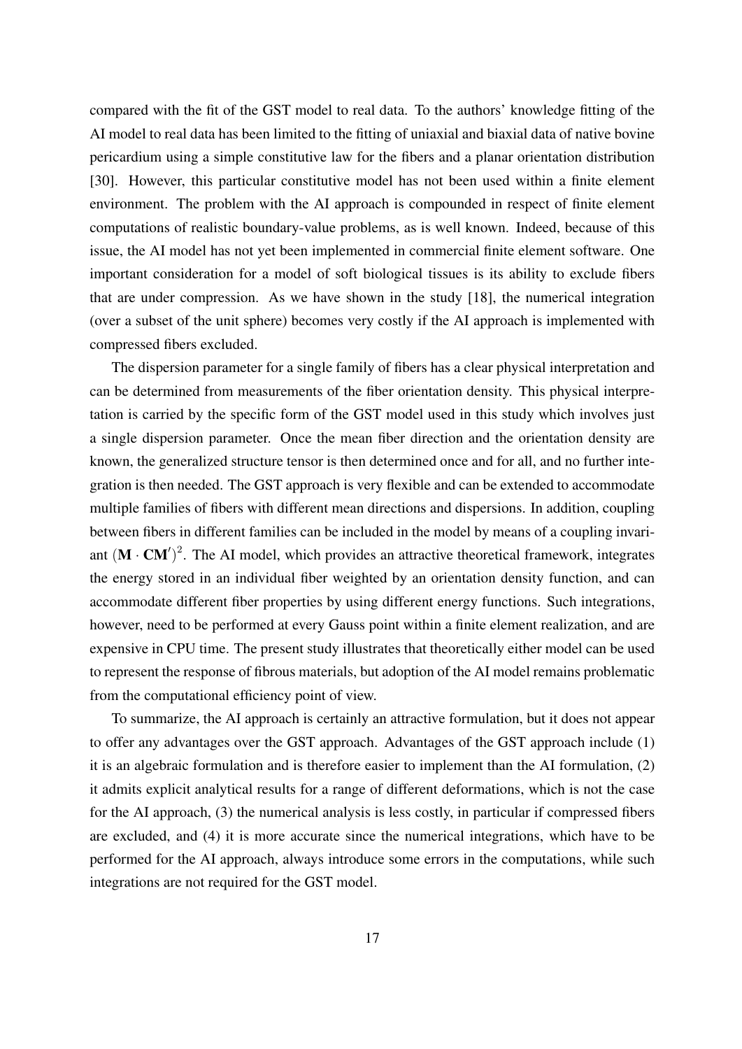compared with the fit of the GST model to real data. To the authors' knowledge fitting of the AI model to real data has been limited to the fitting of uniaxial and biaxial data of native bovine pericardium using a simple constitutive law for the fibers and a planar orientation distribution [30]. However, this particular constitutive model has not been used within a finite element environment. The problem with the AI approach is compounded in respect of finite element computations of realistic boundary-value problems, as is well known. Indeed, because of this issue, the AI model has not yet been implemented in commercial finite element software. One important consideration for a model of soft biological tissues is its ability to exclude fibers that are under compression. As we have shown in the study [18], the numerical integration (over a subset of the unit sphere) becomes very costly if the AI approach is implemented with compressed fibers excluded.

The dispersion parameter for a single family of fibers has a clear physical interpretation and can be determined from measurements of the fiber orientation density. This physical interpretation is carried by the specific form of the GST model used in this study which involves just a single dispersion parameter. Once the mean fiber direction and the orientation density are known, the generalized structure tensor is then determined once and for all, and no further integration is then needed. The GST approach is very flexible and can be extended to accommodate multiple families of fibers with different mean directions and dispersions. In addition, coupling between fibers in different families can be included in the model by means of a coupling invariant $(\mathbf{M} \cdot \mathbf{C}\mathbf{M}')^2$. The AI model, which provides an attractive theoretical framework, integrates the energy stored in an individual fiber weighted by an orientation density function, and can accommodate different fiber properties by using different energy functions. Such integrations, however, need to be performed at every Gauss point within a finite element realization, and are expensive in CPU time. The present study illustrates that theoretically either model can be used to represent the response of fibrous materials, but adoption of the AI model remains problematic from the computational efficiency point of view.

To summarize, the AI approach is certainly an attractive formulation, but it does not appear to offer any advantages over the GST approach. Advantages of the GST approach include (1) it is an algebraic formulation and is therefore easier to implement than the AI formulation, (2) it admits explicit analytical results for a range of different deformations, which is not the case for the AI approach, (3) the numerical analysis is less costly, in particular if compressed fibers are excluded, and (4) it is more accurate since the numerical integrations, which have to be performed for the AI approach, always introduce some errors in the computations, while such integrations are not required for the GST model.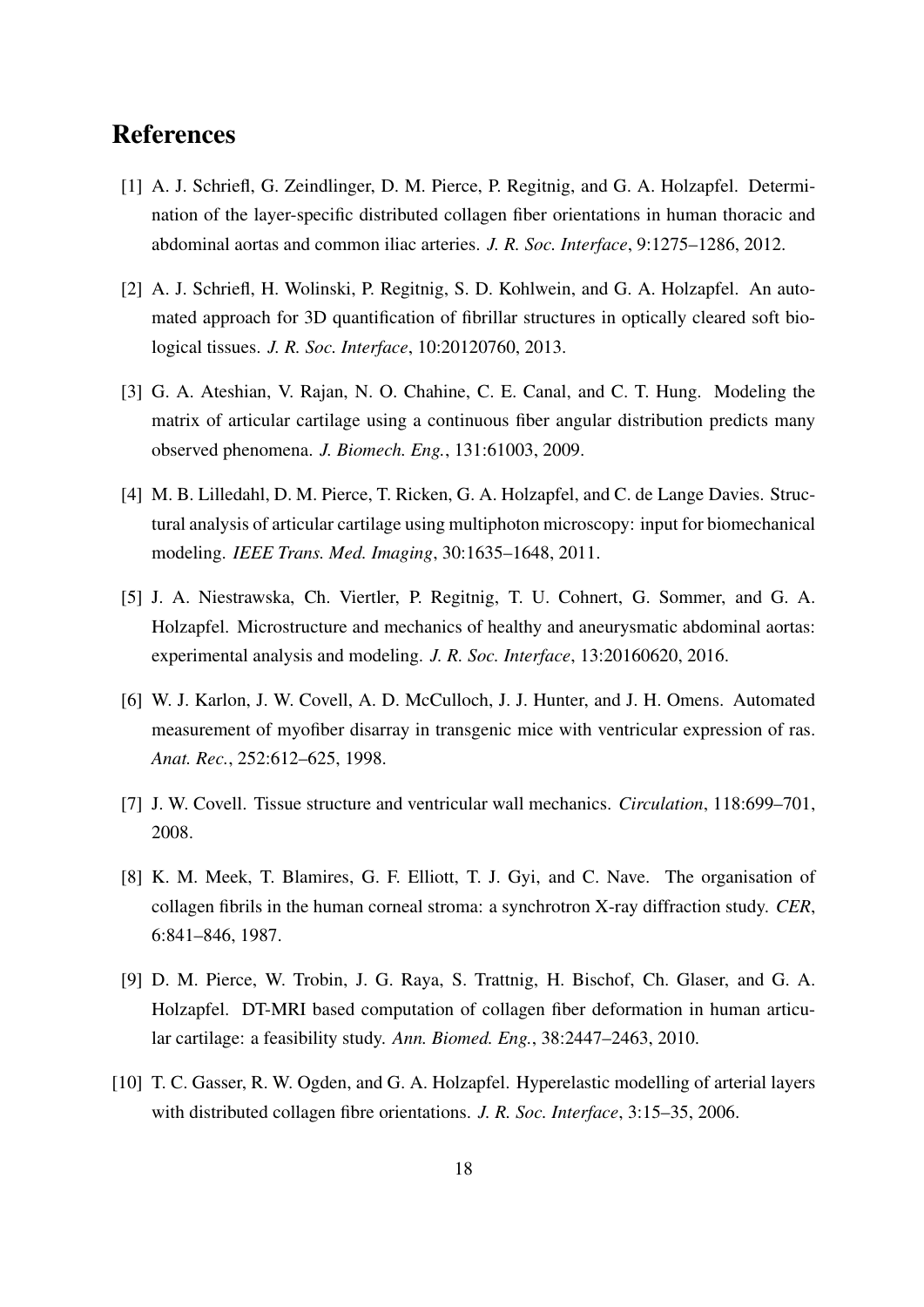# References

[1] A. J. Schriefl, G. Zeindlinger, D. M. Pierce, P. Regitnig, and G. A. Holzapfel. Determination of the layer-specific distributed collagen fiber orientations in human thoracic and abdominal aortas and common iliac arteries. *J. R. Soc. Interface*, 9:1275–1286, 2012.

[2] A. J. Schriefl, H. Wolinski, P. Regitnig, S. D. Kohlwein, and G. A. Holzapfel. An automated approach for 3D quantification of fibrillar structures in optically cleared soft biological tissues. *J. R. Soc. Interface*, 10:20120760, 2013.

[3] G. A. Ateshian, V. Rajan, N. O. Chahine, C. E. Canal, and C. T. Hung. Modeling the matrix of articular cartilage using a continuous fiber angular distribution predicts many observed phenomena. *J. Biomech. Eng.*, 131:61003, 2009.

[4] M. B. Lilledahl, D. M. Pierce, T. Ricken, G. A. Holzapfel, and C. de Lange Davies. Structural analysis of articular cartilage using multiphoton microscopy: input for biomechanical modeling. *IEEE Trans. Med. Imaging*, 30:1635–1648, 2011.

[5] J. A. Niestrawska, Ch. Viertler, P. Regitnig, T. U. Cohnert, G. Sommer, and G. A. Holzapfel. Microstructure and mechanics of healthy and aneurysmatic abdominal aortas: experimental analysis and modeling. *J. R. Soc. Interface*, 13:20160620, 2016.

[6] W. J. Karlon, J. W. Covell, A. D. McCulloch, J. J. Hunter, and J. H. Omens. Automated measurement of myofiber disarray in transgenic mice with ventricular expression of ras. *Anat. Rec.*, 252:612–625, 1998.

[7] J. W. Covell. Tissue structure and ventricular wall mechanics. *Circulation*, 118:699–701, 2008.

[8] K. M. Meek, T. Blamires, G. F. Elliott, T. J. Gyi, and C. Nave. The organisation of collagen fibrils in the human corneal stroma: a synchrotron X-ray diffraction study. *CER*, 6:841–846, 1987.

[9] D. M. Pierce, W. Trobin, J. G. Raya, S. Trattnig, H. Bischof, Ch. Glaser, and G. A. Holzapfel. DT-MRI based computation of collagen fiber deformation in human articular cartilage: a feasibility study. *Ann. Biomed. Eng.*, 38:2447–2463, 2010.

[10] T. C. Gasser, R. W. Ogden, and G. A. Holzapfel. Hyperelastic modelling of arterial layers with distributed collagen fibre orientations. *J. R. Soc. Interface*, 3:15–35, 2006.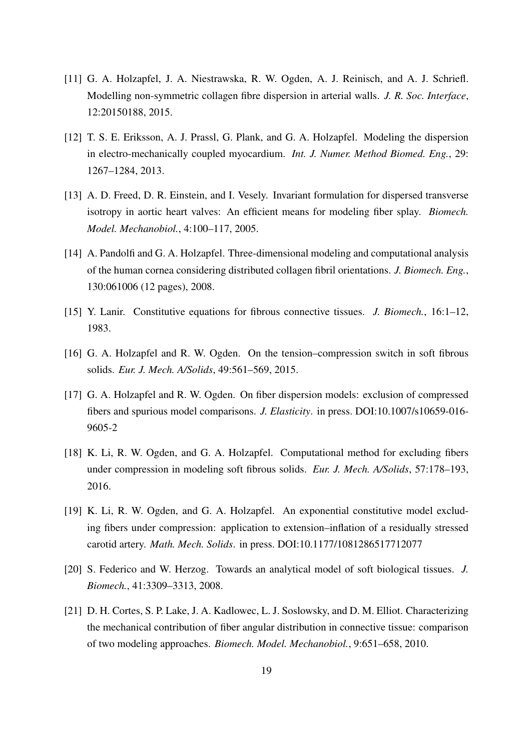[11] G. A. Holzapfel, J. A. Niestrawska, R. W. Ogden, A. J. Reinisch, and A. J. Schriefl. Modelling non-symmetric collagen fibre dispersion in arterial walls. *J. R. Soc. Interface*, 12:20150188, 2015.

[12] T. S. E. Eriksson, A. J. Prassl, G. Plank, and G. A. Holzapfel. Modeling the dispersion in electro-mechanically coupled myocardium. *Int. J. Numer. Method Biomed. Eng.*, 29: 1267–1284, 2013.

[13] A. D. Freed, D. R. Einstein, and I. Vesely. Invariant formulation for dispersed transverse isotropy in aortic heart valves: An efficient means for modeling fiber splay. *Biomech. Model. Mechanobiol.*, 4:100–117, 2005.

[14] A. Pandolfi and G. A. Holzapfel. Three-dimensional modeling and computational analysis of the human cornea considering distributed collagen fibril orientations. *J. Biomech. Eng.*, 130:061006 (12 pages), 2008.

[15] Y. Lanir. Constitutive equations for fibrous connective tissues. *J. Biomech.*, 16:1–12, 1983.

[16] G. A. Holzapfel and R. W. Ogden. On the tension–compression switch in soft fibrous solids. *Eur. J. Mech. A/Solids*, 49:561–569, 2015.

[17] G. A. Holzapfel and R. W. Ogden. On fiber dispersion models: exclusion of compressed fibers and spurious model comparisons. *J. Elasticity*. in press. DOI:10.1007/s10659-016-9605-2

[18] K. Li, R. W. Ogden, and G. A. Holzapfel. Computational method for excluding fibers under compression in modeling soft fibrous solids. *Eur. J. Mech. A/Solids*, 57:178–193, 2016.

[19] K. Li, R. W. Ogden, and G. A. Holzapfel. An exponential constitutive model excluding fibers under compression: application to extension–inflation of a residually stressed carotid artery. *Math. Mech. Solids*. in press. DOI:10.1177/1081286517712077

[20] S. Federico and W. Herzog. Towards an analytical model of soft biological tissues. *J. Biomech.*, 41:3309–3313, 2008.

[21] D. H. Cortes, S. P. Lake, J. A. Kadlowec, L. J. Soslowsky, and D. M. Elliot. Characterizing the mechanical contribution of fiber angular distribution in connective tissue: comparison of two modeling approaches. *Biomech. Model. Mechanobiol.*, 9:651–658, 2010.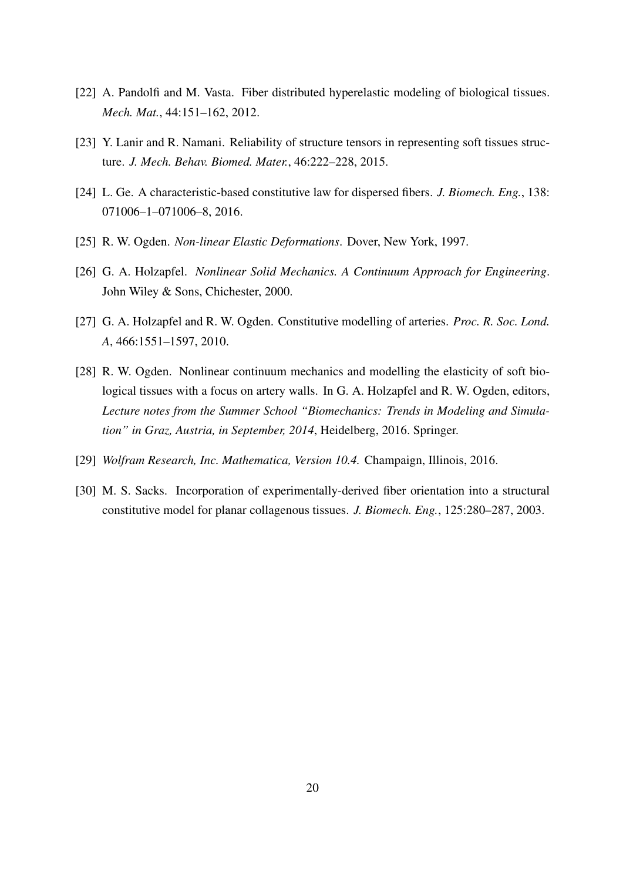[22] A. Pandolfi and M. Vasta. Fiber distributed hyperelastic modeling of biological tissues. *Mech. Mat.*, 44:151–162, 2012.

[23] Y. Lanir and R. Namani. Reliability of structure tensors in representing soft tissues structure. *J. Mech. Behav. Biomed. Mater.*, 46:222–228, 2015.

[24] L. Ge. A characteristic-based constitutive law for dispersed fibers. *J. Biomech. Eng.*, 138: 071006–1–071006–8, 2016.

[25] R. W. Ogden. *Non-linear Elastic Deformations*. Dover, New York, 1997.

[26] G. A. Holzapfel. *Nonlinear Solid Mechanics. A Continuum Approach for Engineering*. John Wiley & Sons, Chichester, 2000.

[27] G. A. Holzapfel and R. W. Ogden. Constitutive modelling of arteries. *Proc. R. Soc. Lond. A*, 466:1551–1597, 2010.

[28] R. W. Ogden. Nonlinear continuum mechanics and modelling the elasticity of soft biological tissues with a focus on artery walls. In G. A. Holzapfel and R. W. Ogden, editors, *Lecture notes from the Summer School "Biomechanics: Trends in Modeling and Simulation" in Graz, Austria, in September, 2014*, Heidelberg, 2016. Springer.

[29] *Wolfram Research, Inc. Mathematica, Version 10.4.* Champaign, Illinois, 2016.

[30] M. S. Sacks. Incorporation of experimentally-derived fiber orientation into a structural constitutive model for planar collagenous tissues. *J. Biomech. Eng.*, 125:280–287, 2003.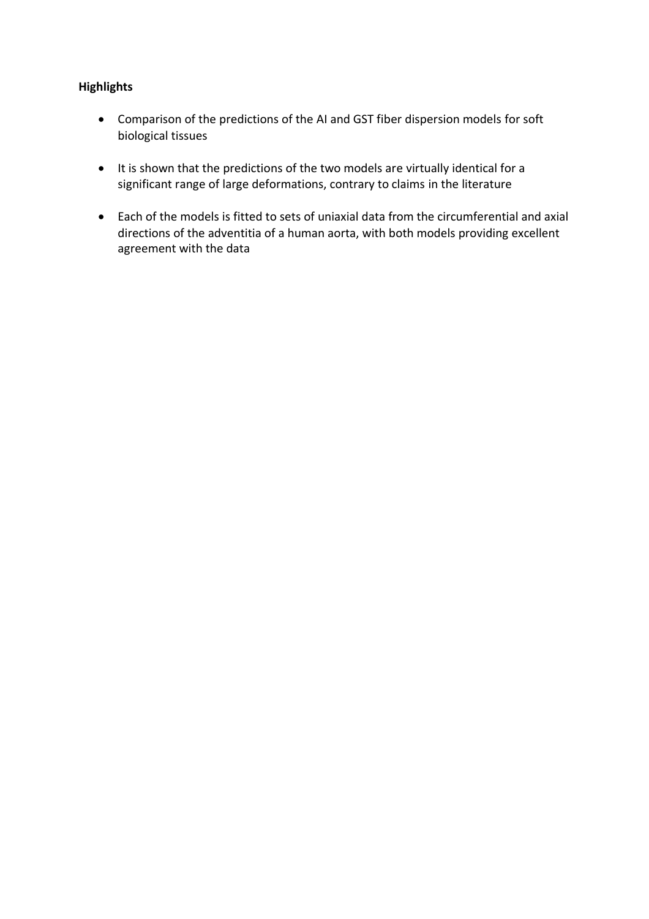**Highlights**

- Comparison of the predictions of the AI and GST fiber dispersion models for soft biological tissues
- It is shown that the predictions of the two models are virtually identical for a significant range of large deformations, contrary to claims in the literature
- Each of the models is fitted to sets of uniaxial data from the circumferential and axial directions of the adventitia of a human aorta, with both models providing excellent agreement with the data